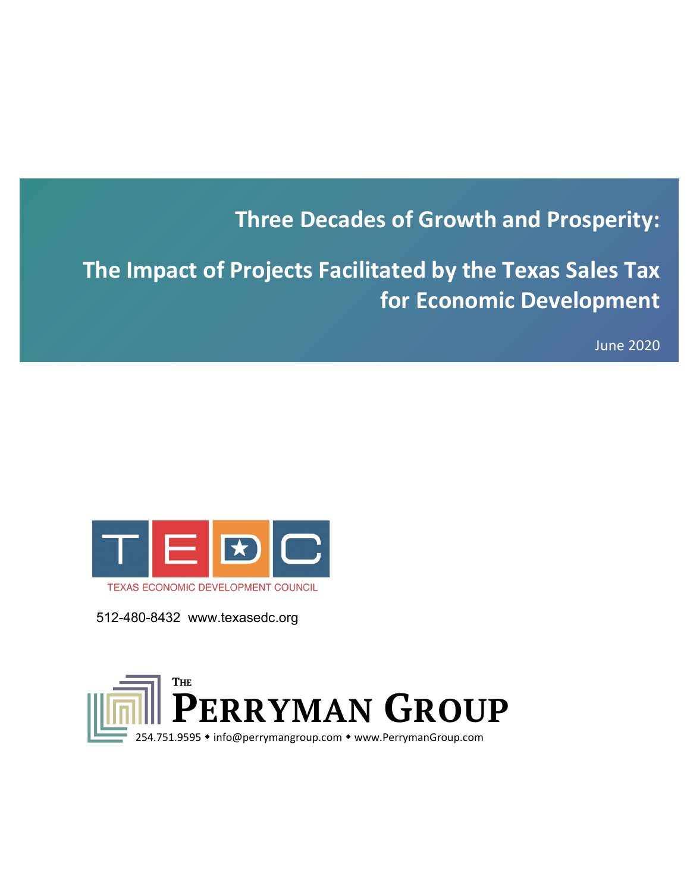# Three Decades of Growth and Prosperity:

# The Impact of Projects Facilitated by the Texas Sales Tax for Economic Development

June 2020

TEDC

TEXAS ECONOMIC DEVELOPMENT COUNCIL

512-480-8432 www.texasedc.org

THE PERRYMAN GROUP

254.751.9595 ◆ info@perrymangroup.com ◆ www.PerrymanGroup.com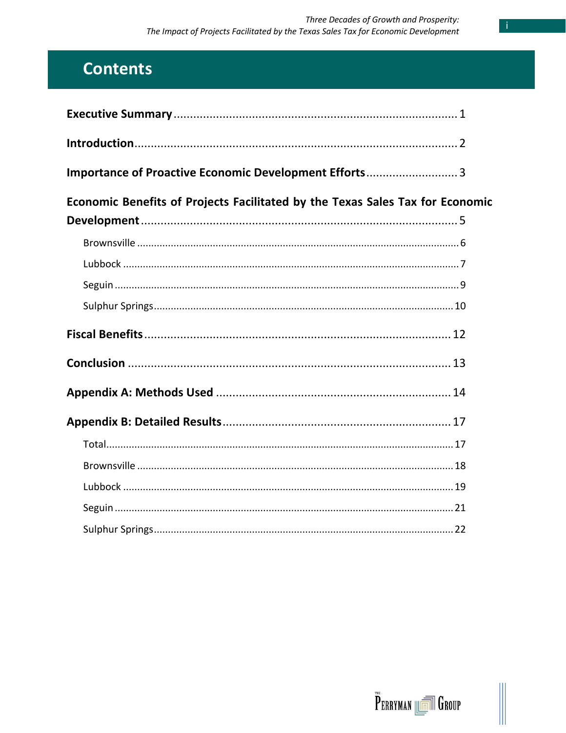# Contents

**Executive Summary** ........ 1

**Introduction** ........ 2

**Importance of Proactive Economic Development Efforts** ........ 3

**Economic Benefits of Projects Facilitated by the Texas Sales Tax for Economic Development** ........ 5

- Brownsville ........ 6
- Lubbock ........ 7
- Seguin ........ 9
- Sulphur Springs ........ 10

**Fiscal Benefits** ........ 12

**Conclusion** ........ 13

**Appendix A: Methods Used** ........ 14

**Appendix B: Detailed Results** ........ 17

- Total ........ 17
- Brownsville ........ 18
- Lubbock ........ 19
- Seguin ........ 21
- Sulphur Springs ........ 22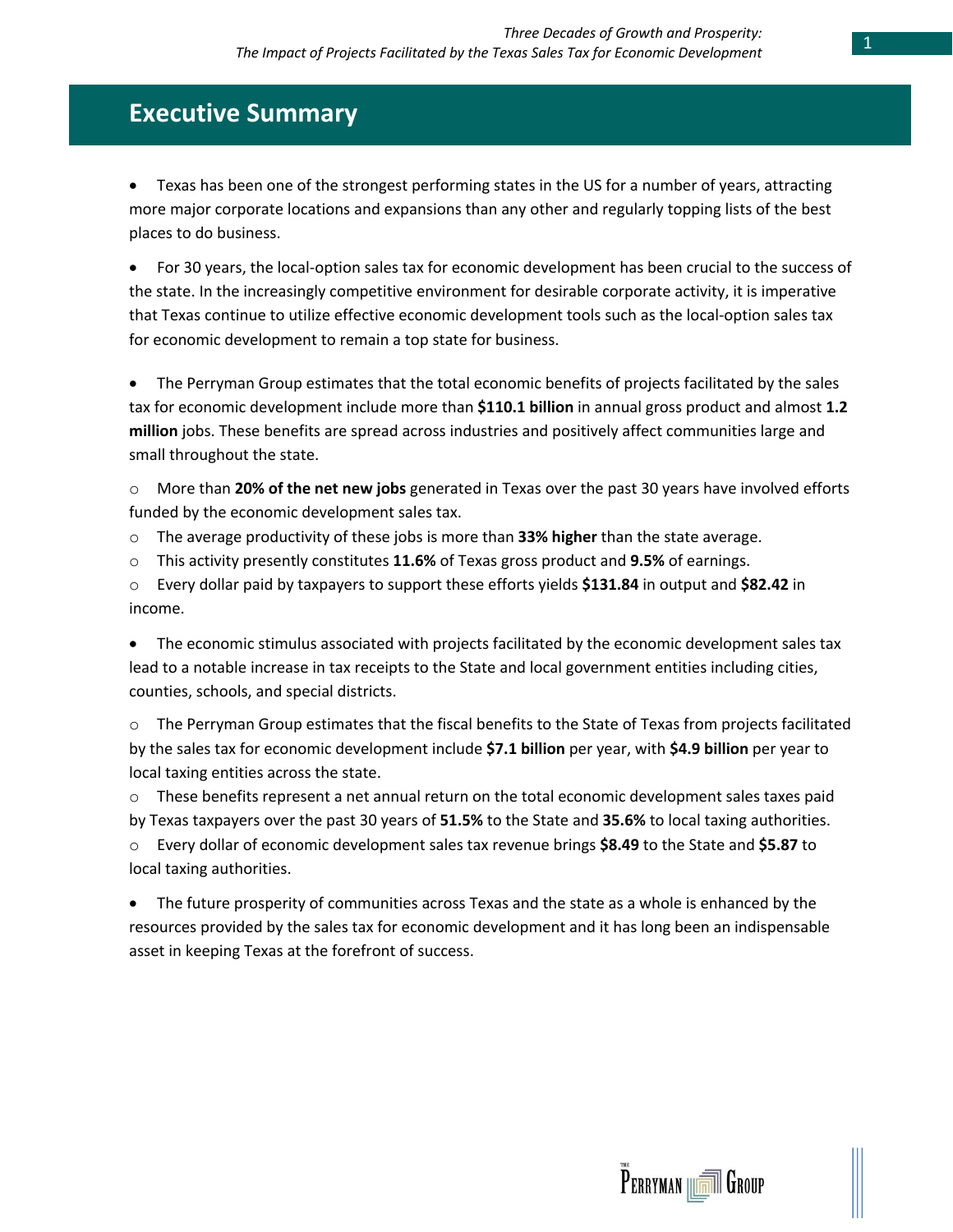# Executive Summary

- Texas has been one of the strongest performing states in the US for a number of years, attracting more major corporate locations and expansions than any other and regularly topping lists of the best places to do business.

- For 30 years, the local-option sales tax for economic development has been crucial to the success of the state. In the increasingly competitive environment for desirable corporate activity, it is imperative that Texas continue to utilize effective economic development tools such as the local-option sales tax for economic development to remain a top state for business.

- The Perryman Group estimates that the total economic benefits of projects facilitated by the sales tax for economic development include more than **$110.1 billion** in annual gross product and almost **1.2 million** jobs. These benefits are spread across industries and positively affect communities large and small throughout the state.
  - More than **20% of the net new jobs** generated in Texas over the past 30 years have involved efforts funded by the economic development sales tax.
  - The average productivity of these jobs is more than **33% higher** than the state average.
  - This activity presently constitutes **11.6%** of Texas gross product and **9.5%** of earnings.
  - Every dollar paid by taxpayers to support these efforts yields **$131.84** in output and **$82.42** in income.

- The economic stimulus associated with projects facilitated by the economic development sales tax lead to a notable increase in tax receipts to the State and local government entities including cities, counties, schools, and special districts.
  - The Perryman Group estimates that the fiscal benefits to the State of Texas from projects facilitated by the sales tax for economic development include **$7.1 billion** per year, with **$4.9 billion** per year to local taxing entities across the state.
  - These benefits represent a net annual return on the total economic development sales taxes paid by Texas taxpayers over the past 30 years of **51.5%** to the State and **35.6%** to local taxing authorities.
  - Every dollar of economic development sales tax revenue brings **$8.49** to the State and **$5.87** to local taxing authorities.

- The future prosperity of communities across Texas and the state as a whole is enhanced by the resources provided by the sales tax for economic development and it has long been an indispensable asset in keeping Texas at the forefront of success.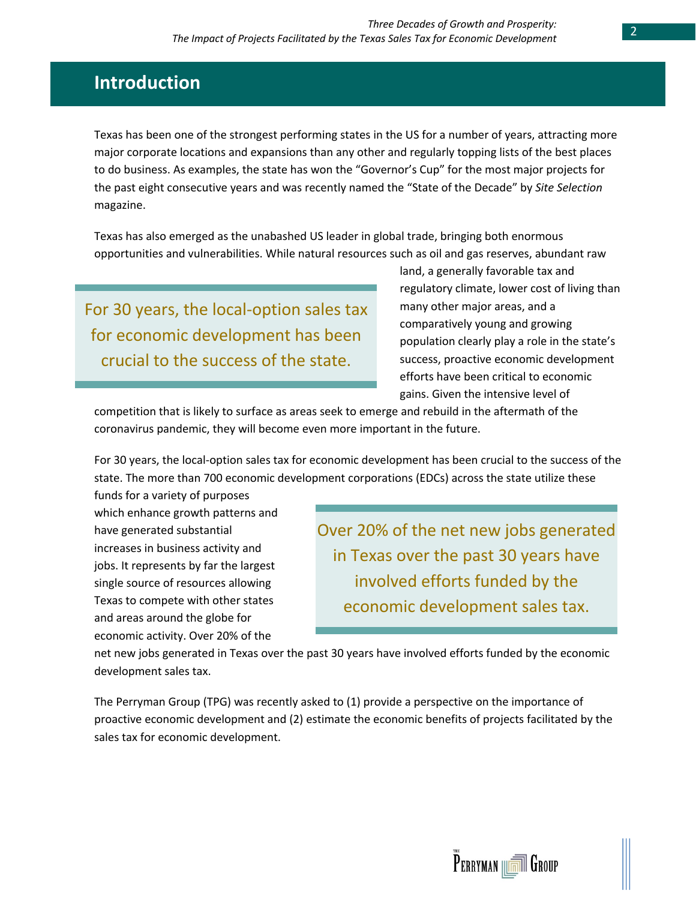## Introduction

Texas has been one of the strongest performing states in the US for a number of years, attracting more major corporate locations and expansions than any other and regularly topping lists of the best places to do business. As examples, the state has won the "Governor's Cup" for the most major projects for the past eight consecutive years and was recently named the "State of the Decade" by *Site Selection* magazine.

Texas has also emerged as the unabashed US leader in global trade, bringing both enormous opportunities and vulnerabilities. While natural resources such as oil and gas reserves, abundant raw land, a generally favorable tax and regulatory climate, lower cost of living than many other major areas, and a comparatively young and growing population clearly play a role in the state's success, proactive economic development efforts have been critical to economic gains. Given the intensive level of competition that is likely to surface as areas seek to emerge and rebuild in the aftermath of the coronavirus pandemic, they will become even more important in the future.

> For 30 years, the local-option sales tax for economic development has been crucial to the success of the state.

For 30 years, the local-option sales tax for economic development has been crucial to the success of the state. The more than 700 economic development corporations (EDCs) across the state utilize these funds for a variety of purposes which enhance growth patterns and have generated substantial increases in business activity and jobs. It represents by far the largest single source of resources allowing Texas to compete with other states and areas around the globe for economic activity. Over 20% of the net new jobs generated in Texas over the past 30 years have involved efforts funded by the economic development sales tax.

> Over 20% of the net new jobs generated in Texas over the past 30 years have involved efforts funded by the economic development sales tax.

The Perryman Group (TPG) was recently asked to (1) provide a perspective on the importance of proactive economic development and (2) estimate the economic benefits of projects facilitated by the sales tax for economic development.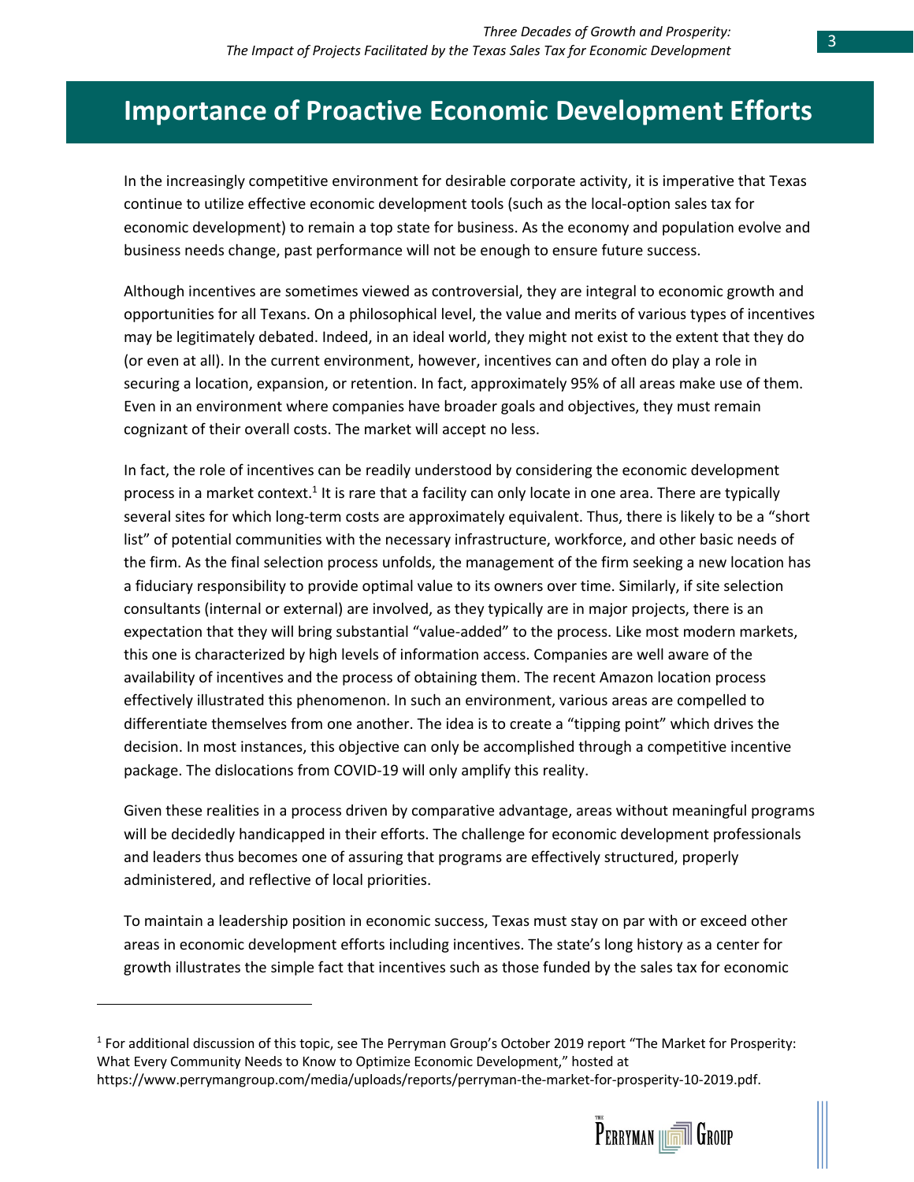# Importance of Proactive Economic Development Efforts

In the increasingly competitive environment for desirable corporate activity, it is imperative that Texas continue to utilize effective economic development tools (such as the local-option sales tax for economic development) to remain a top state for business. As the economy and population evolve and business needs change, past performance will not be enough to ensure future success.

Although incentives are sometimes viewed as controversial, they are integral to economic growth and opportunities for all Texans. On a philosophical level, the value and merits of various types of incentives may be legitimately debated. Indeed, in an ideal world, they might not exist to the extent that they do (or even at all). In the current environment, however, incentives can and often do play a role in securing a location, expansion, or retention. In fact, approximately 95% of all areas make use of them. Even in an environment where companies have broader goals and objectives, they must remain cognizant of their overall costs. The market will accept no less.

In fact, the role of incentives can be readily understood by considering the economic development process in a market context.[1] It is rare that a facility can only locate in one area. There are typically several sites for which long-term costs are approximately equivalent. Thus, there is likely to be a "short list" of potential communities with the necessary infrastructure, workforce, and other basic needs of the firm. As the final selection process unfolds, the management of the firm seeking a new location has a fiduciary responsibility to provide optimal value to its owners over time. Similarly, if site selection consultants (internal or external) are involved, as they typically are in major projects, there is an expectation that they will bring substantial "value-added" to the process. Like most modern markets, this one is characterized by high levels of information access. Companies are well aware of the availability of incentives and the process of obtaining them. The recent Amazon location process effectively illustrated this phenomenon. In such an environment, various areas are compelled to differentiate themselves from one another. The idea is to create a "tipping point" which drives the decision. In most instances, this objective can only be accomplished through a competitive incentive package. The dislocations from COVID-19 will only amplify this reality.

Given these realities in a process driven by comparative advantage, areas without meaningful programs will be decidedly handicapped in their efforts. The challenge for economic development professionals and leaders thus becomes one of assuring that programs are effectively structured, properly administered, and reflective of local priorities.

To maintain a leadership position in economic success, Texas must stay on par with or exceed other areas in economic development efforts including incentives. The state's long history as a center for growth illustrates the simple fact that incentives such as those funded by the sales tax for economic

---

[1] For additional discussion of this topic, see The Perryman Group's October 2019 report "The Market for Prosperity: What Every Community Needs to Know to Optimize Economic Development," hosted at https://www.perrymangroup.com/media/uploads/reports/perryman-the-market-for-prosperity-10-2019.pdf.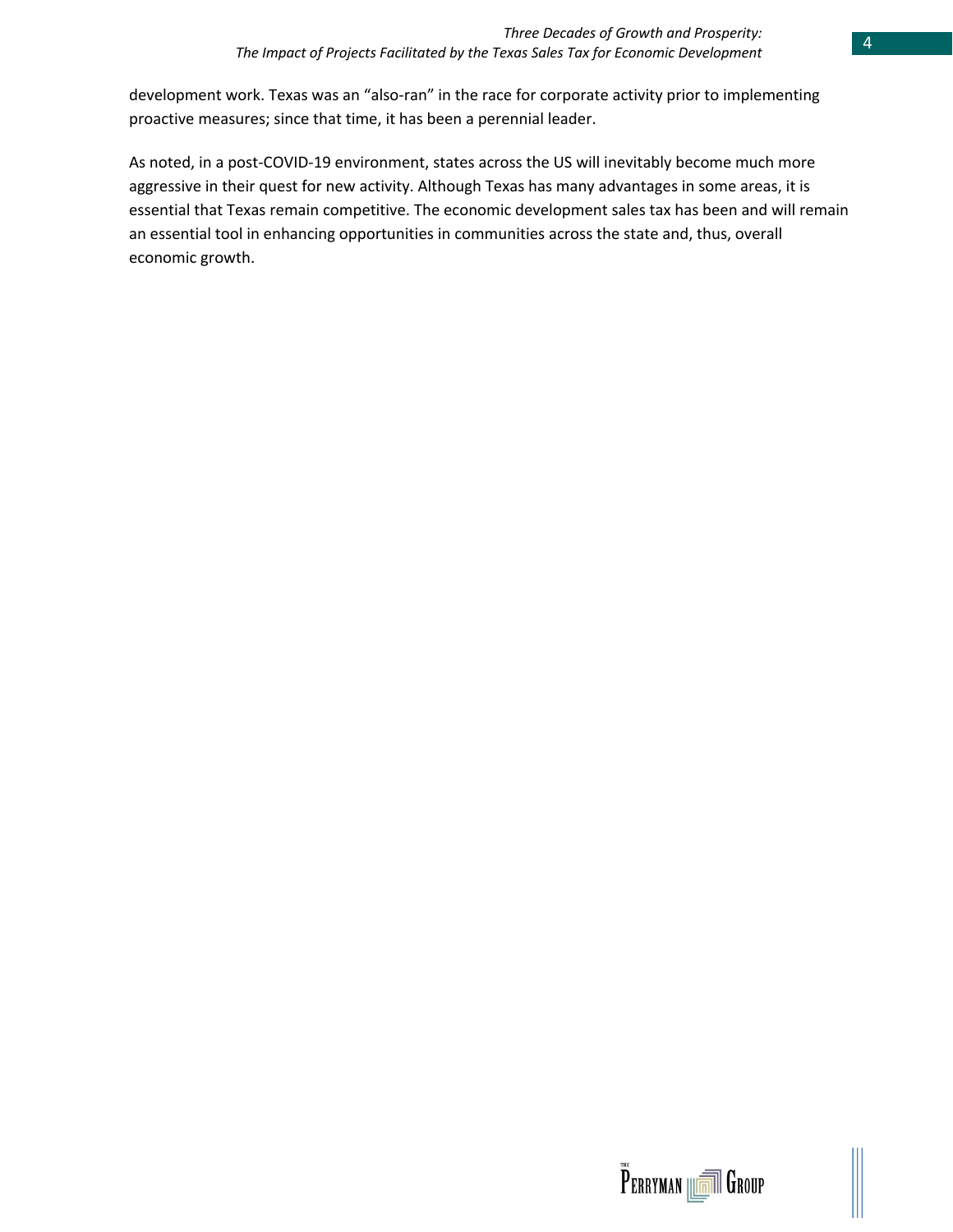development work. Texas was an "also-ran" in the race for corporate activity prior to implementing proactive measures; since that time, it has been a perennial leader.

As noted, in a post-COVID-19 environment, states across the US will inevitably become much more aggressive in their quest for new activity. Although Texas has many advantages in some areas, it is essential that Texas remain competitive. The economic development sales tax has been and will remain an essential tool in enhancing opportunities in communities across the state and, thus, overall economic growth.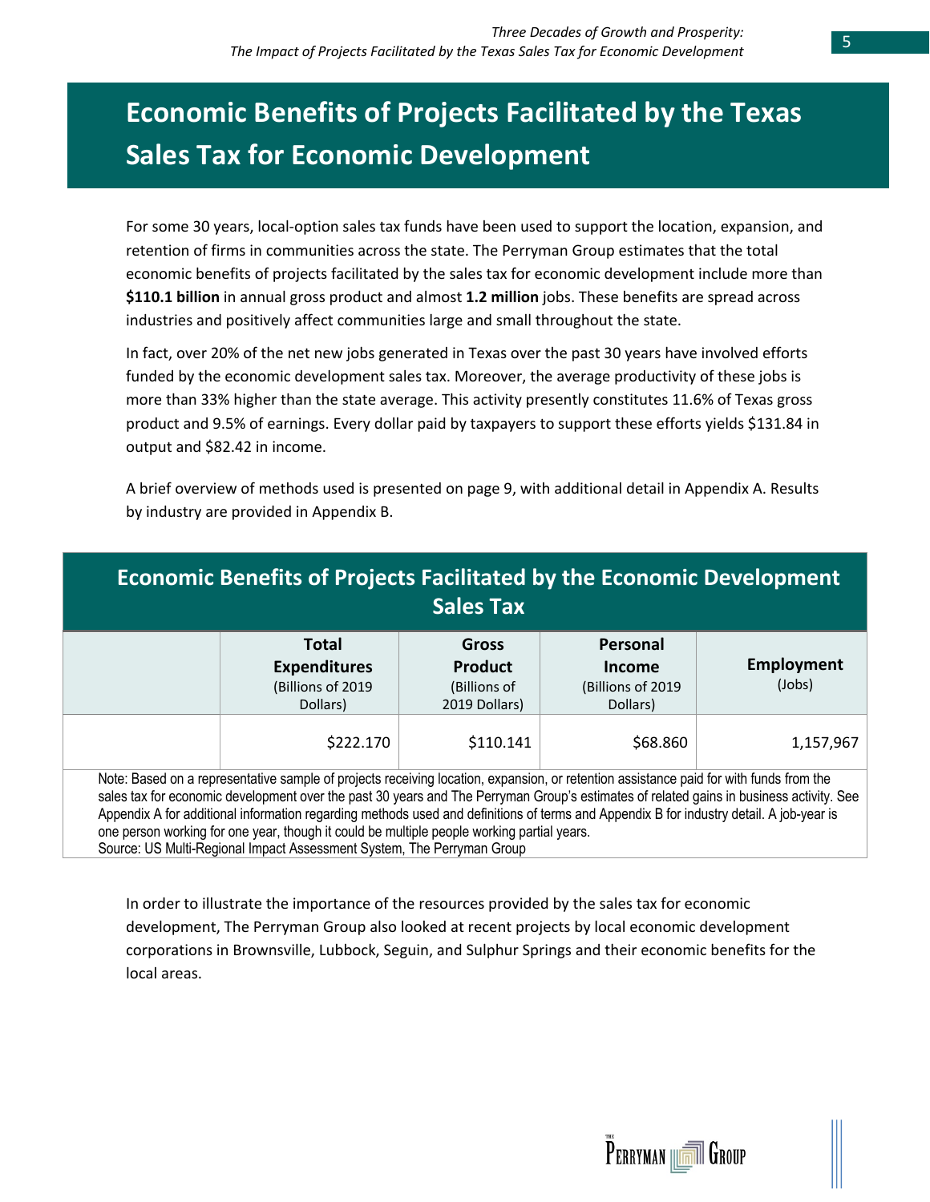# Economic Benefits of Projects Facilitated by the Texas Sales Tax for Economic Development

For some 30 years, local-option sales tax funds have been used to support the location, expansion, and retention of firms in communities across the state. The Perryman Group estimates that the total economic benefits of projects facilitated by the sales tax for economic development include more than **$110.1 billion** in annual gross product and almost **1.2 million** jobs. These benefits are spread across industries and positively affect communities large and small throughout the state.

In fact, over 20% of the net new jobs generated in Texas over the past 30 years have involved efforts funded by the economic development sales tax. Moreover, the average productivity of these jobs is more than 33% higher than the state average. This activity presently constitutes 11.6% of Texas gross product and 9.5% of earnings. Every dollar paid by taxpayers to support these efforts yields $131.84 in output and $82.42 in income.

A brief overview of methods used is presented on page 9, with additional detail in Appendix A. Results by industry are provided in Appendix B.

**Economic Benefits of Projects Facilitated by the Economic Development Sales Tax**

| | Total Expenditures (Billions of 2019 Dollars) | Gross Product (Billions of 2019 Dollars) | Personal Income (Billions of 2019 Dollars) | Employment (Jobs) |
|---|---|---|---|---|
| | $222.170 | $110.141 | $68.860 | 1,157,967 |

Note: Based on a representative sample of projects receiving location, expansion, or retention assistance paid for with funds from the sales tax for economic development over the past 30 years and The Perryman Group's estimates of related gains in business activity. See Appendix A for additional information regarding methods used and definitions of terms and Appendix B for industry detail. A job-year is one person working for one year, though it could be multiple people working partial years.
Source: US Multi-Regional Impact Assessment System, The Perryman Group

In order to illustrate the importance of the resources provided by the sales tax for economic development, The Perryman Group also looked at recent projects by local economic development corporations in Brownsville, Lubbock, Seguin, and Sulphur Springs and their economic benefits for the local areas.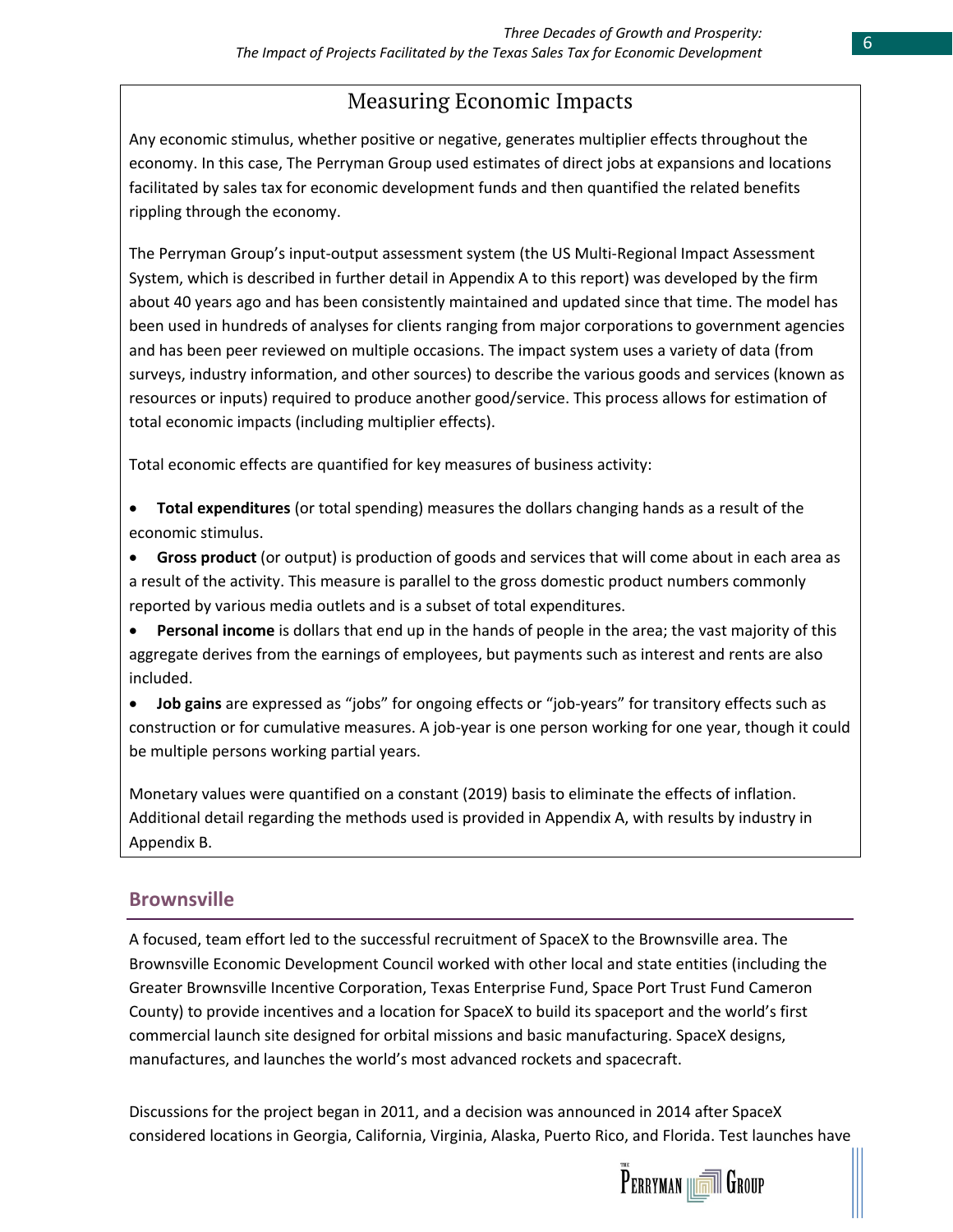## Measuring Economic Impacts

Any economic stimulus, whether positive or negative, generates multiplier effects throughout the economy. In this case, The Perryman Group used estimates of direct jobs at expansions and locations facilitated by sales tax for economic development funds and then quantified the related benefits rippling through the economy.

The Perryman Group's input-output assessment system (the US Multi-Regional Impact Assessment System, which is described in further detail in Appendix A to this report) was developed by the firm about 40 years ago and has been consistently maintained and updated since that time. The model has been used in hundreds of analyses for clients ranging from major corporations to government agencies and has been peer reviewed on multiple occasions. The impact system uses a variety of data (from surveys, industry information, and other sources) to describe the various goods and services (known as resources or inputs) required to produce another good/service. This process allows for estimation of total economic impacts (including multiplier effects).

Total economic effects are quantified for key measures of business activity:

- **Total expenditures** (or total spending) measures the dollars changing hands as a result of the economic stimulus.
- **Gross product** (or output) is production of goods and services that will come about in each area as a result of the activity. This measure is parallel to the gross domestic product numbers commonly reported by various media outlets and is a subset of total expenditures.
- **Personal income** is dollars that end up in the hands of people in the area; the vast majority of this aggregate derives from the earnings of employees, but payments such as interest and rents are also included.
- **Job gains** are expressed as "jobs" for ongoing effects or "job-years" for transitory effects such as construction or for cumulative measures. A job-year is one person working for one year, though it could be multiple persons working partial years.

Monetary values were quantified on a constant (2019) basis to eliminate the effects of inflation. Additional detail regarding the methods used is provided in Appendix A, with results by industry in Appendix B.

## Brownsville

A focused, team effort led to the successful recruitment of SpaceX to the Brownsville area. The Brownsville Economic Development Council worked with other local and state entities (including the Greater Brownsville Incentive Corporation, Texas Enterprise Fund, Space Port Trust Fund Cameron County) to provide incentives and a location for SpaceX to build its spaceport and the world's first commercial launch site designed for orbital missions and basic manufacturing. SpaceX designs, manufactures, and launches the world's most advanced rockets and spacecraft.

Discussions for the project began in 2011, and a decision was announced in 2014 after SpaceX considered locations in Georgia, California, Virginia, Alaska, Puerto Rico, and Florida. Test launches have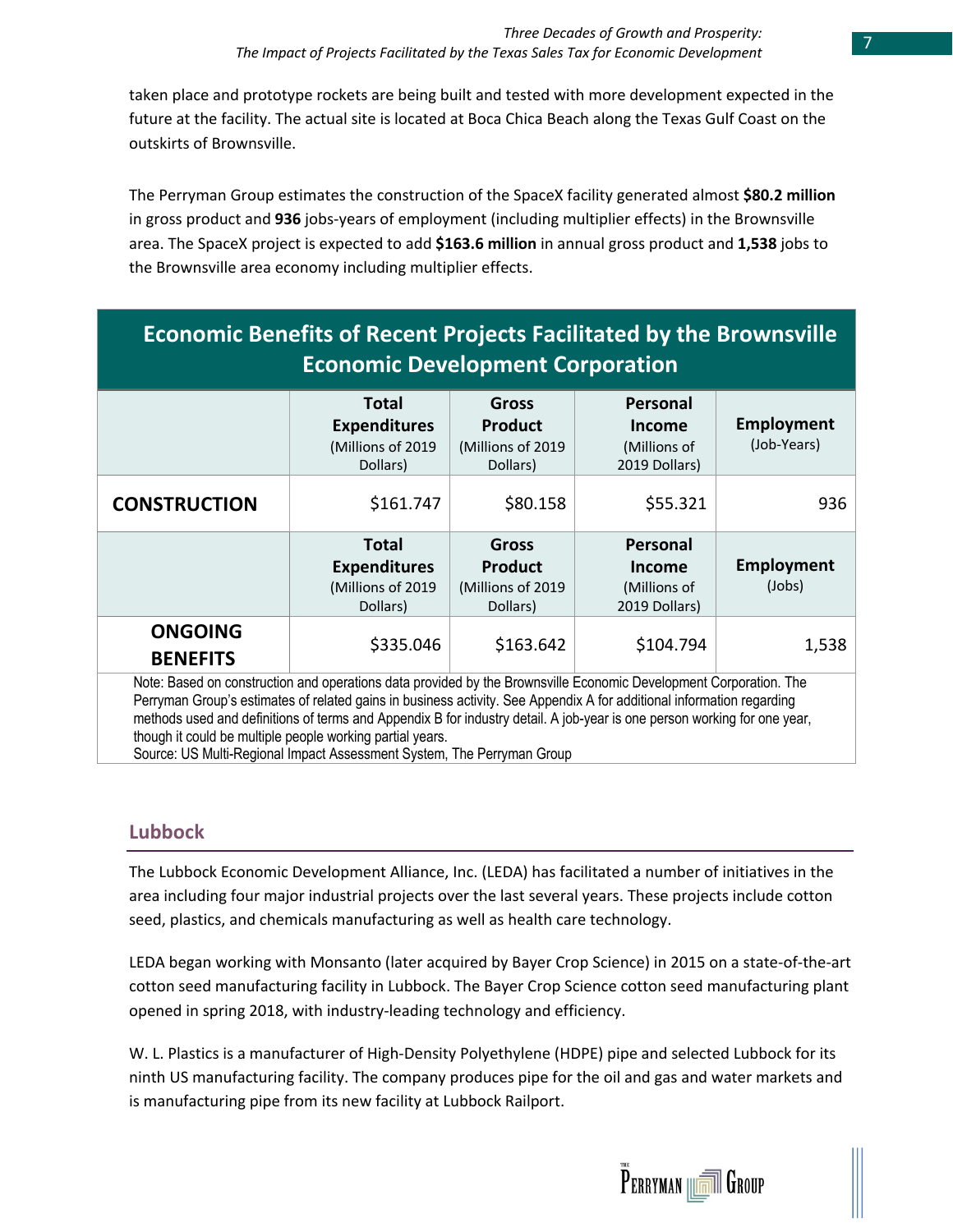taken place and prototype rockets are being built and tested with more development expected in the future at the facility. The actual site is located at Boca Chica Beach along the Texas Gulf Coast on the outskirts of Brownsville.

The Perryman Group estimates the construction of the SpaceX facility generated almost **$80.2 million** in gross product and **936** jobs-years of employment (including multiplier effects) in the Brownsville area. The SpaceX project is expected to add **$163.6 million** in annual gross product and **1,538** jobs to the Brownsville area economy including multiplier effects.

| Economic Benefits of Recent Projects Facilitated by the Brownsville Economic Development Corporation | | | | |
|---|---|---|---|---|
| | **Total Expenditures** (Millions of 2019 Dollars) | **Gross Product** (Millions of 2019 Dollars) | **Personal Income** (Millions of 2019 Dollars) | **Employment** (Job-Years) |
| **CONSTRUCTION** | $161.747 | $80.158 | $55.321 | 936 |
| | **Total Expenditures** (Millions of 2019 Dollars) | **Gross Product** (Millions of 2019 Dollars) | **Personal Income** (Millions of 2019 Dollars) | **Employment** (Jobs) |
| **ONGOING BENEFITS** | $335.046 | $163.642 | $104.794 | 1,538 |

Note: Based on construction and operations data provided by the Brownsville Economic Development Corporation. The Perryman Group's estimates of related gains in business activity. See Appendix A for additional information regarding methods used and definitions of terms and Appendix B for industry detail. A job-year is one person working for one year, though it could be multiple people working partial years.
Source: US Multi-Regional Impact Assessment System, The Perryman Group

## Lubbock

The Lubbock Economic Development Alliance, Inc. (LEDA) has facilitated a number of initiatives in the area including four major industrial projects over the last several years. These projects include cotton seed, plastics, and chemicals manufacturing as well as health care technology.

LEDA began working with Monsanto (later acquired by Bayer Crop Science) in 2015 on a state-of-the-art cotton seed manufacturing facility in Lubbock. The Bayer Crop Science cotton seed manufacturing plant opened in spring 2018, with industry-leading technology and efficiency.

W. L. Plastics is a manufacturer of High-Density Polyethylene (HDPE) pipe and selected Lubbock for its ninth US manufacturing facility. The company produces pipe for the oil and gas and water markets and is manufacturing pipe from its new facility at Lubbock Railport.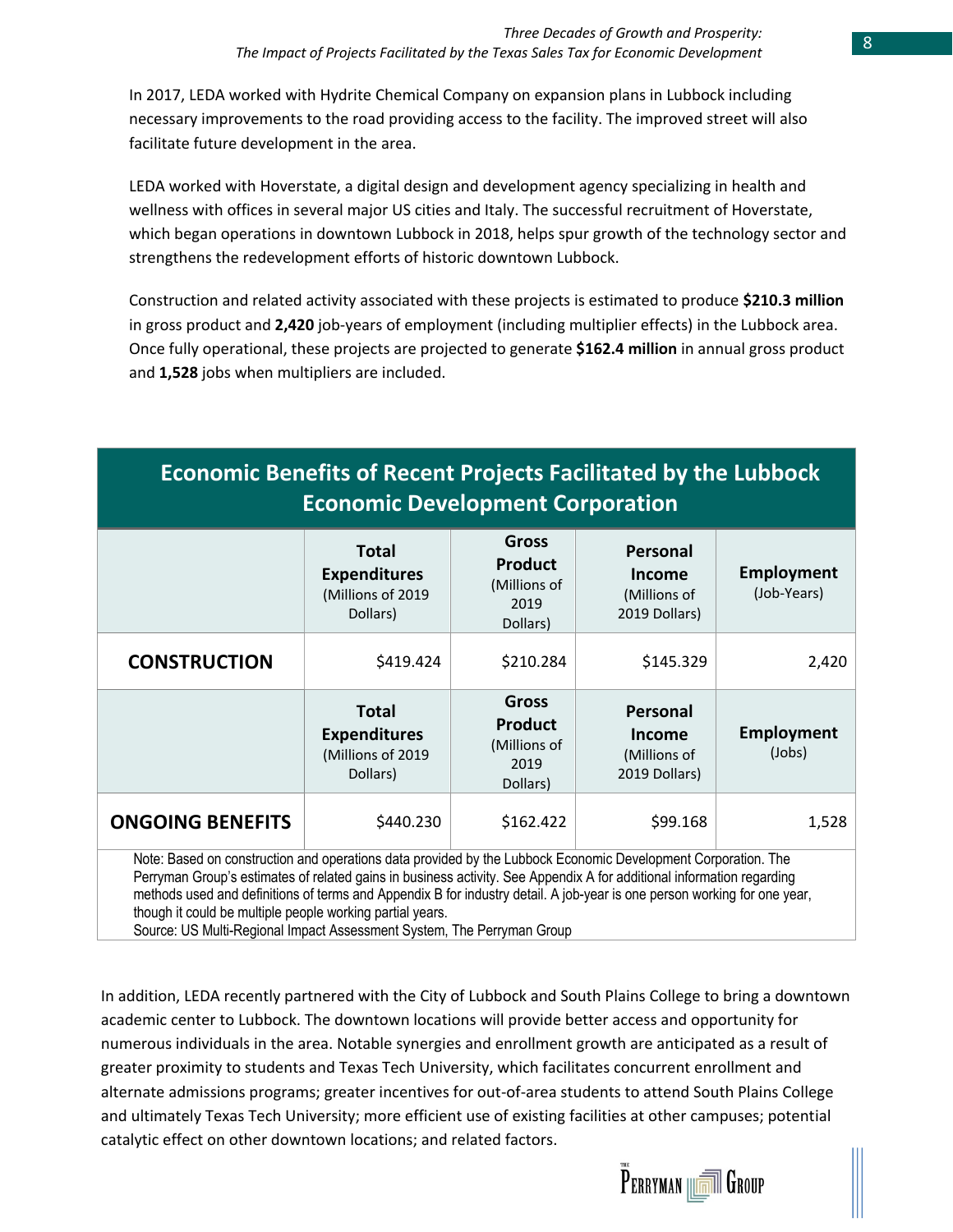In 2017, LEDA worked with Hydrite Chemical Company on expansion plans in Lubbock including necessary improvements to the road providing access to the facility. The improved street will also facilitate future development in the area.

LEDA worked with Hoverstate, a digital design and development agency specializing in health and wellness with offices in several major US cities and Italy. The successful recruitment of Hoverstate, which began operations in downtown Lubbock in 2018, helps spur growth of the technology sector and strengthens the redevelopment efforts of historic downtown Lubbock.

Construction and related activity associated with these projects is estimated to produce **$210.3 million** in gross product and **2,420** job-years of employment (including multiplier effects) in the Lubbock area. Once fully operational, these projects are projected to generate **$162.4 million** in annual gross product and **1,528** jobs when multipliers are included.

**Economic Benefits of Recent Projects Facilitated by the Lubbock Economic Development Corporation**

| | **Total Expenditures** (Millions of 2019 Dollars) | **Gross Product** (Millions of 2019 Dollars) | **Personal Income** (Millions of 2019 Dollars) | **Employment** (Job-Years) |
|---|---|---|---|---|
| **CONSTRUCTION** | $419.424 | $210.284 | $145.329 | 2,420 |
| | **Total Expenditures** (Millions of 2019 Dollars) | **Gross Product** (Millions of 2019 Dollars) | **Personal Income** (Millions of 2019 Dollars) | **Employment** (Jobs) |
| **ONGOING BENEFITS** | $440.230 | $162.422 | $99.168 | 1,528 |

Note: Based on construction and operations data provided by the Lubbock Economic Development Corporation. The Perryman Group's estimates of related gains in business activity. See Appendix A for additional information regarding methods used and definitions of terms and Appendix B for industry detail. A job-year is one person working for one year, though it could be multiple people working partial years.
Source: US Multi-Regional Impact Assessment System, The Perryman Group

In addition, LEDA recently partnered with the City of Lubbock and South Plains College to bring a downtown academic center to Lubbock. The downtown locations will provide better access and opportunity for numerous individuals in the area. Notable synergies and enrollment growth are anticipated as a result of greater proximity to students and Texas Tech University, which facilitates concurrent enrollment and alternate admissions programs; greater incentives for out-of-area students to attend South Plains College and ultimately Texas Tech University; more efficient use of existing facilities at other campuses; potential catalytic effect on other downtown locations; and related factors.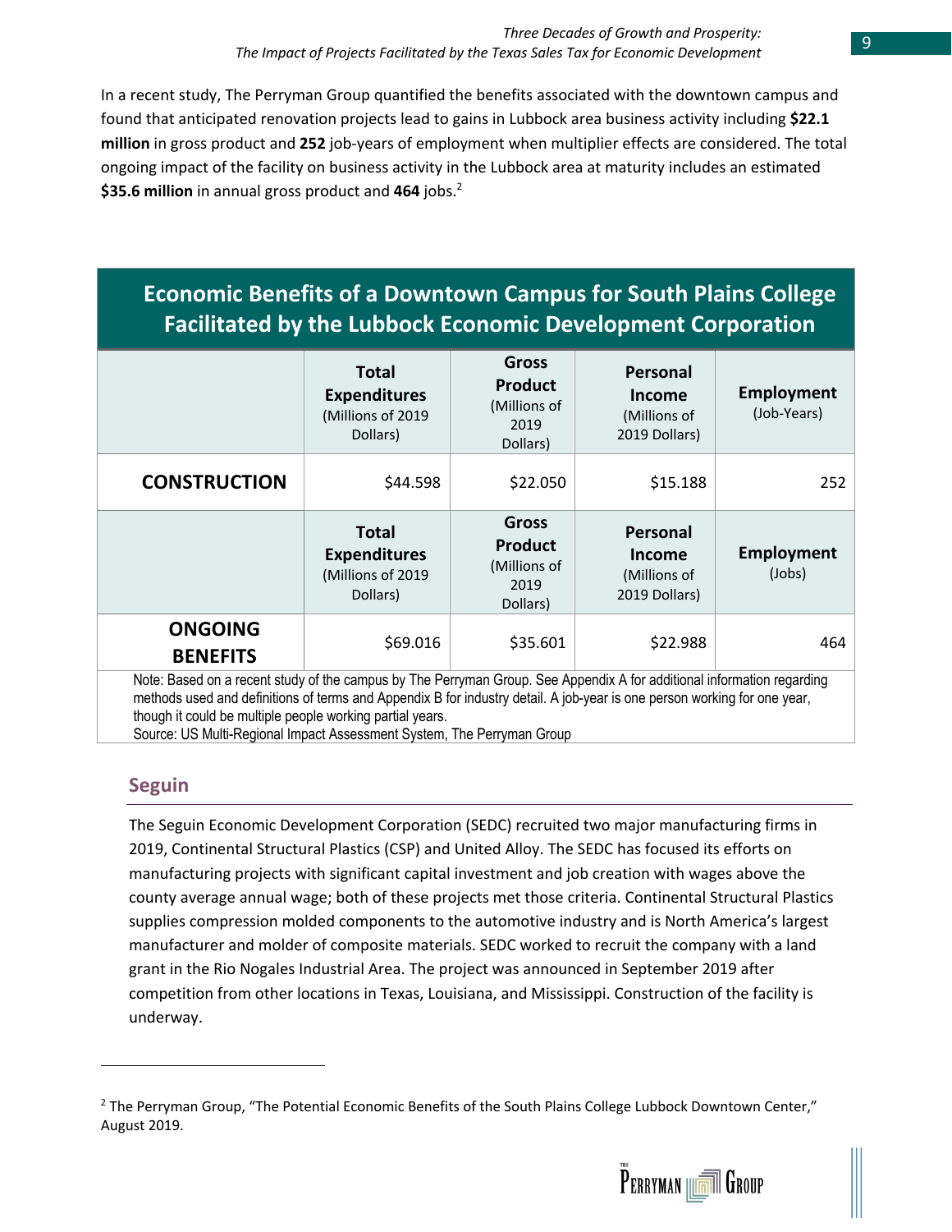In a recent study, The Perryman Group quantified the benefits associated with the downtown campus and found that anticipated renovation projects lead to gains in Lubbock area business activity including **$22.1 million** in gross product and **252** job-years of employment when multiplier effects are considered. The total ongoing impact of the facility on business activity in the Lubbock area at maturity includes an estimated **$35.6 million** in annual gross product and **464** jobs.[2]

**Economic Benefits of a Downtown Campus for South Plains College Facilitated by the Lubbock Economic Development Corporation**

| | **Total Expenditures** (Millions of 2019 Dollars) | **Gross Product** (Millions of 2019 Dollars) | **Personal Income** (Millions of 2019 Dollars) | **Employment** (Job-Years) |
|---|---|---|---|---|
| **CONSTRUCTION** | $44.598 | $22.050 | $15.188 | 252 |
| | **Total Expenditures** (Millions of 2019 Dollars) | **Gross Product** (Millions of 2019 Dollars) | **Personal Income** (Millions of 2019 Dollars) | **Employment** (Jobs) |
| **ONGOING BENEFITS** | $69.016 | $35.601 | $22.988 | 464 |

Note: Based on a recent study of the campus by The Perryman Group. See Appendix A for additional information regarding methods used and definitions of terms and Appendix B for industry detail. A job-year is one person working for one year, though it could be multiple people working partial years.
Source: US Multi-Regional Impact Assessment System, The Perryman Group

## Seguin

The Seguin Economic Development Corporation (SEDC) recruited two major manufacturing firms in 2019, Continental Structural Plastics (CSP) and United Alloy. The SEDC has focused its efforts on manufacturing projects with significant capital investment and job creation with wages above the county average annual wage; both of these projects met those criteria. Continental Structural Plastics supplies compression molded components to the automotive industry and is North America's largest manufacturer and molder of composite materials. SEDC worked to recruit the company with a land grant in the Rio Nogales Industrial Area. The project was announced in September 2019 after competition from other locations in Texas, Louisiana, and Mississippi. Construction of the facility is underway.

---

[2] The Perryman Group, "The Potential Economic Benefits of the South Plains College Lubbock Downtown Center," August 2019.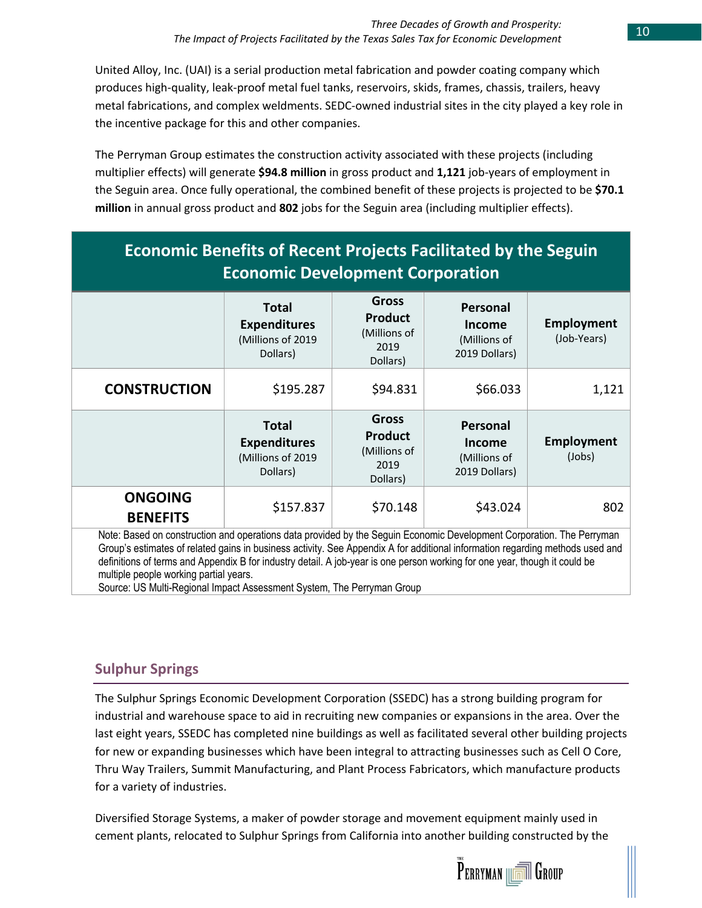United Alloy, Inc. (UAI) is a serial production metal fabrication and powder coating company which produces high-quality, leak-proof metal fuel tanks, reservoirs, skids, frames, chassis, trailers, heavy metal fabrications, and complex weldments. SEDC-owned industrial sites in the city played a key role in the incentive package for this and other companies.

The Perryman Group estimates the construction activity associated with these projects (including multiplier effects) will generate **$94.8 million** in gross product and **1,121** job-years of employment in the Seguin area. Once fully operational, the combined benefit of these projects is projected to be **$70.1 million** in annual gross product and **802** jobs for the Seguin area (including multiplier effects).

**Economic Benefits of Recent Projects Facilitated by the Seguin Economic Development Corporation**

| | **Total Expenditures** (Millions of 2019 Dollars) | **Gross Product** (Millions of 2019 Dollars) | **Personal Income** (Millions of 2019 Dollars) | **Employment** (Job-Years) |
|---|---|---|---|---|
| **CONSTRUCTION** | $195.287 | $94.831 | $66.033 | 1,121 |
| | **Total Expenditures** (Millions of 2019 Dollars) | **Gross Product** (Millions of 2019 Dollars) | **Personal Income** (Millions of 2019 Dollars) | **Employment** (Jobs) |
| **ONGOING BENEFITS** | $157.837 | $70.148 | $43.024 | 802 |

Note: Based on construction and operations data provided by the Seguin Economic Development Corporation. The Perryman Group's estimates of related gains in business activity. See Appendix A for additional information regarding methods used and definitions of terms and Appendix B for industry detail. A job-year is one person working for one year, though it could be multiple people working partial years.
Source: US Multi-Regional Impact Assessment System, The Perryman Group

## Sulphur Springs

The Sulphur Springs Economic Development Corporation (SSEDC) has a strong building program for industrial and warehouse space to aid in recruiting new companies or expansions in the area. Over the last eight years, SSEDC has completed nine buildings as well as facilitated several other building projects for new or expanding businesses which have been integral to attracting businesses such as Cell O Core, Thru Way Trailers, Summit Manufacturing, and Plant Process Fabricators, which manufacture products for a variety of industries.

Diversified Storage Systems, a maker of powder storage and movement equipment mainly used in cement plants, relocated to Sulphur Springs from California into another building constructed by the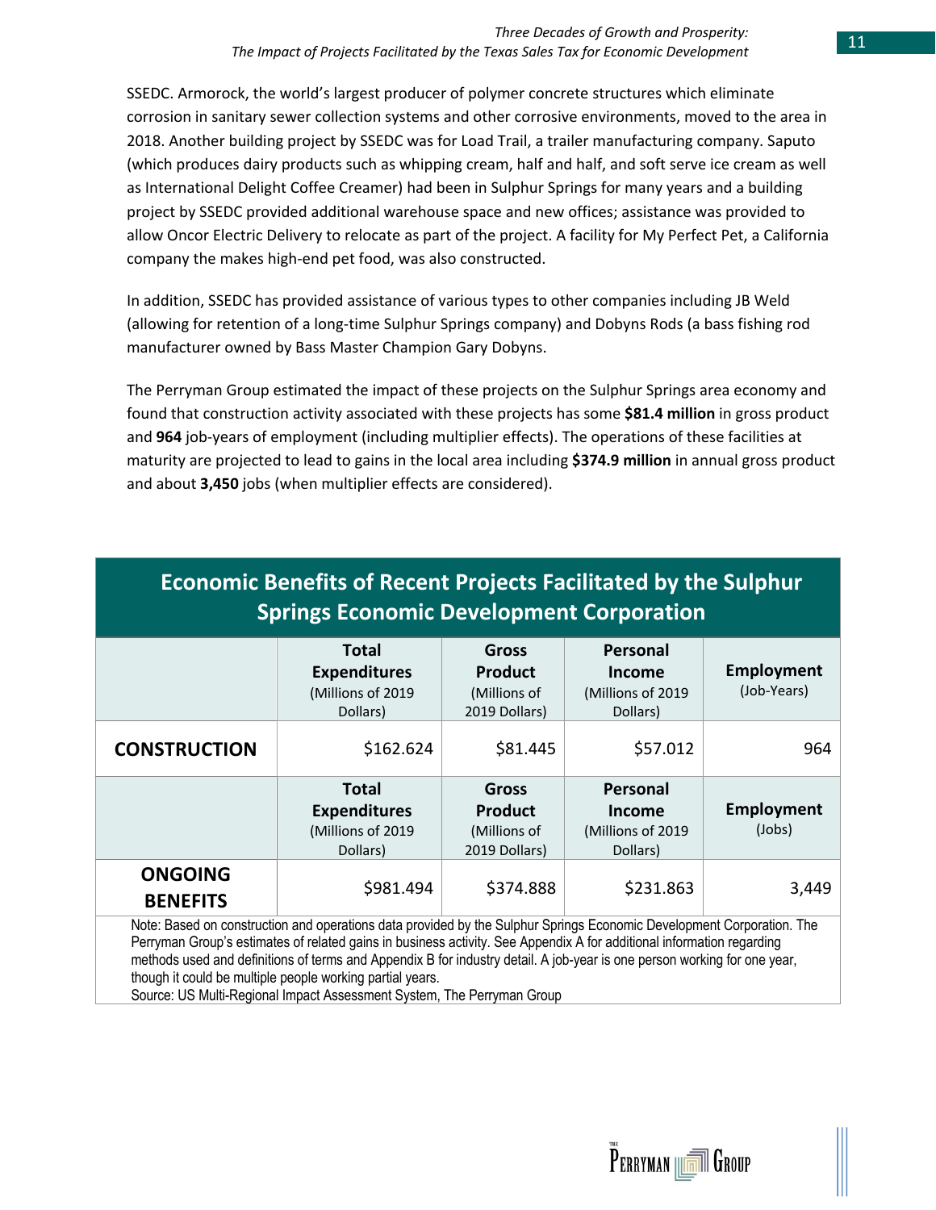SSEDC. Armorock, the world's largest producer of polymer concrete structures which eliminate corrosion in sanitary sewer collection systems and other corrosive environments, moved to the area in 2018. Another building project by SSEDC was for Load Trail, a trailer manufacturing company. Saputo (which produces dairy products such as whipping cream, half and half, and soft serve ice cream as well as International Delight Coffee Creamer) had been in Sulphur Springs for many years and a building project by SSEDC provided additional warehouse space and new offices; assistance was provided to allow Oncor Electric Delivery to relocate as part of the project. A facility for My Perfect Pet, a California company the makes high-end pet food, was also constructed.

In addition, SSEDC has provided assistance of various types to other companies including JB Weld (allowing for retention of a long-time Sulphur Springs company) and Dobyns Rods (a bass fishing rod manufacturer owned by Bass Master Champion Gary Dobyns.

The Perryman Group estimated the impact of these projects on the Sulphur Springs area economy and found that construction activity associated with these projects has some **$81.4 million** in gross product and **964** job-years of employment (including multiplier effects). The operations of these facilities at maturity are projected to lead to gains in the local area including **$374.9 million** in annual gross product and about **3,450** jobs (when multiplier effects are considered).

**Economic Benefits of Recent Projects Facilitated by the Sulphur Springs Economic Development Corporation**

| | **Total Expenditures** (Millions of 2019 Dollars) | **Gross Product** (Millions of 2019 Dollars) | **Personal Income** (Millions of 2019 Dollars) | **Employment** (Job-Years) |
|---|---|---|---|---|
| **CONSTRUCTION** | $162.624 | $81.445 | $57.012 | 964 |
| | **Total Expenditures** (Millions of 2019 Dollars) | **Gross Product** (Millions of 2019 Dollars) | **Personal Income** (Millions of 2019 Dollars) | **Employment** (Jobs) |
| **ONGOING BENEFITS** | $981.494 | $374.888 | $231.863 | 3,449 |

Note: Based on construction and operations data provided by the Sulphur Springs Economic Development Corporation. The Perryman Group's estimates of related gains in business activity. See Appendix A for additional information regarding methods used and definitions of terms and Appendix B for industry detail. A job-year is one person working for one year, though it could be multiple people working partial years.
Source: US Multi-Regional Impact Assessment System, The Perryman Group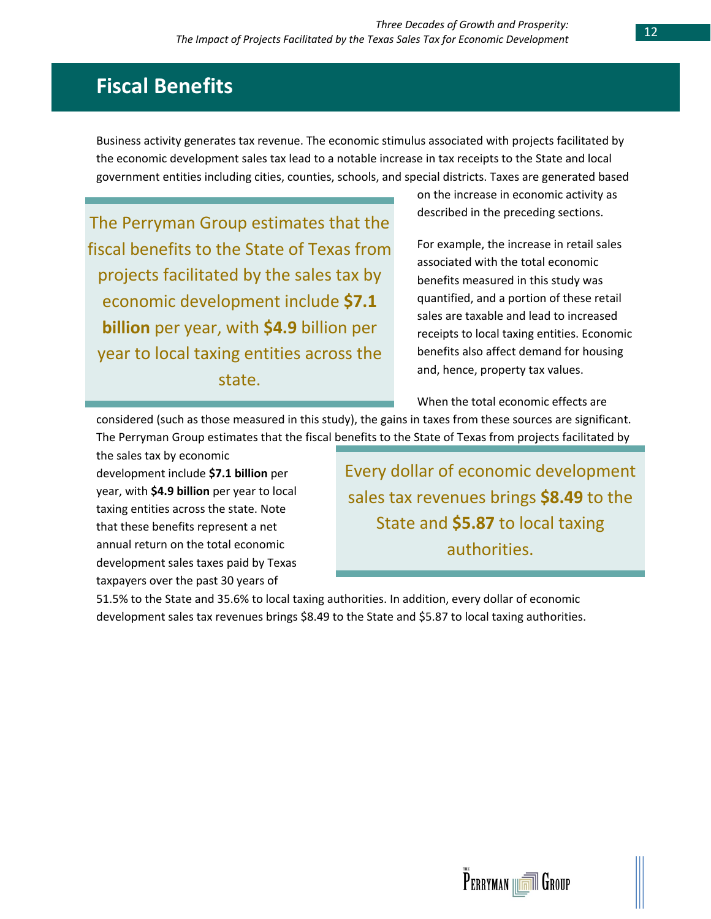# Fiscal Benefits

Business activity generates tax revenue. The economic stimulus associated with projects facilitated by the economic development sales tax lead to a notable increase in tax receipts to the State and local government entities including cities, counties, schools, and special districts. Taxes are generated based on the increase in economic activity as described in the preceding sections.

> The Perryman Group estimates that the fiscal benefits to the State of Texas from projects facilitated by the sales tax by economic development include **$7.1 billion** per year, with **$4.9** billion per year to local taxing entities across the state.

For example, the increase in retail sales associated with the total economic benefits measured in this study was quantified, and a portion of these retail sales are taxable and lead to increased receipts to local taxing entities. Economic benefits also affect demand for housing and, hence, property tax values.

When the total economic effects are considered (such as those measured in this study), the gains in taxes from these sources are significant. The Perryman Group estimates that the fiscal benefits to the State of Texas from projects facilitated by the sales tax by economic development include **$7.1 billion** per year, with **$4.9 billion** per year to local taxing entities across the state. Note that these benefits represent a net annual return on the total economic development sales taxes paid by Texas taxpayers over the past 30 years of 51.5% to the State and 35.6% to local taxing authorities. In addition, every dollar of economic development sales tax revenues brings $8.49 to the State and $5.87 to local taxing authorities.

> Every dollar of economic development sales tax revenues brings **$8.49** to the State and **$5.87** to local taxing authorities.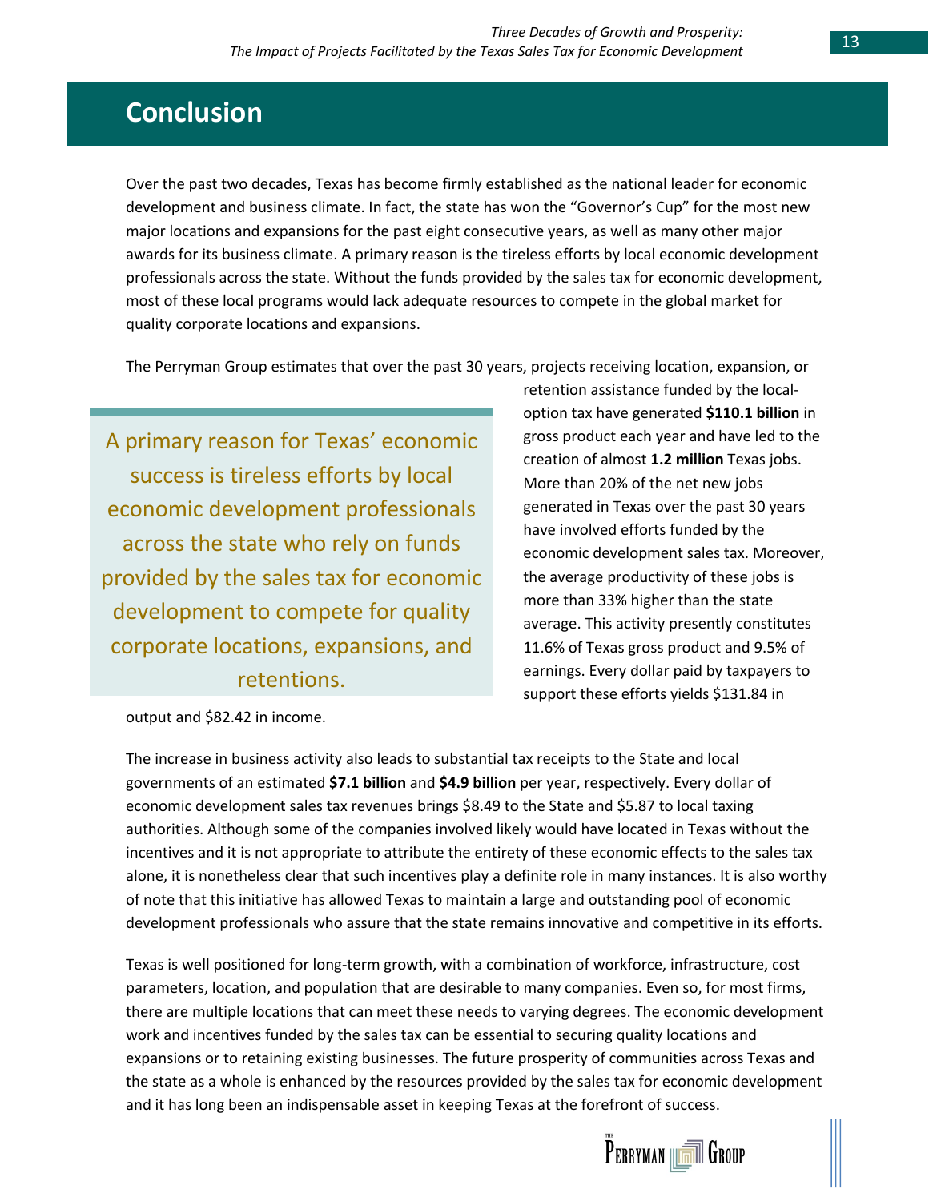# Conclusion

Over the past two decades, Texas has become firmly established as the national leader for economic development and business climate. In fact, the state has won the "Governor's Cup" for the most new major locations and expansions for the past eight consecutive years, as well as many other major awards for its business climate. A primary reason is the tireless efforts by local economic development professionals across the state. Without the funds provided by the sales tax for economic development, most of these local programs would lack adequate resources to compete in the global market for quality corporate locations and expansions.

The Perryman Group estimates that over the past 30 years, projects receiving location, expansion, or retention assistance funded by the local-option tax have generated **$110.1 billion** in gross product each year and have led to the creation of almost **1.2 million** Texas jobs. More than 20% of the net new jobs generated in Texas over the past 30 years have involved efforts funded by the economic development sales tax. Moreover, the average productivity of these jobs is more than 33% higher than the state average. This activity presently constitutes 11.6% of Texas gross product and 9.5% of earnings. Every dollar paid by taxpayers to support these efforts yields $131.84 in output and $82.42 in income.

> A primary reason for Texas' economic success is tireless efforts by local economic development professionals across the state who rely on funds provided by the sales tax for economic development to compete for quality corporate locations, expansions, and retentions.

The increase in business activity also leads to substantial tax receipts to the State and local governments of an estimated **$7.1 billion** and **$4.9 billion** per year, respectively. Every dollar of economic development sales tax revenues brings $8.49 to the State and $5.87 to local taxing authorities. Although some of the companies involved likely would have located in Texas without the incentives and it is not appropriate to attribute the entirety of these economic effects to the sales tax alone, it is nonetheless clear that such incentives play a definite role in many instances. It is also worthy of note that this initiative has allowed Texas to maintain a large and outstanding pool of economic development professionals who assure that the state remains innovative and competitive in its efforts.

Texas is well positioned for long-term growth, with a combination of workforce, infrastructure, cost parameters, location, and population that are desirable to many companies. Even so, for most firms, there are multiple locations that can meet these needs to varying degrees. The economic development work and incentives funded by the sales tax can be essential to securing quality locations and expansions or to retaining existing businesses. The future prosperity of communities across Texas and the state as a whole is enhanced by the resources provided by the sales tax for economic development and it has long been an indispensable asset in keeping Texas at the forefront of success.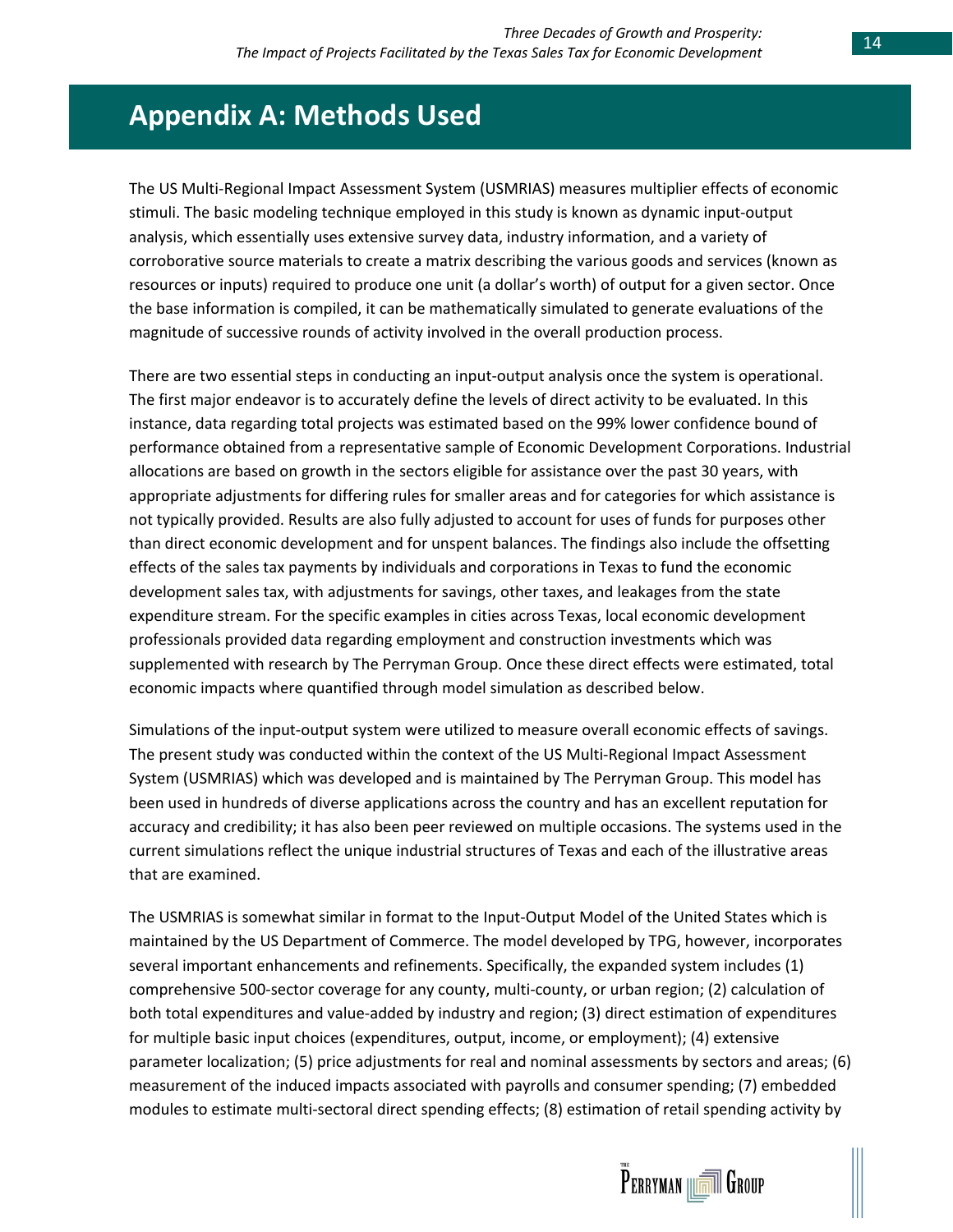# Appendix A: Methods Used

The US Multi-Regional Impact Assessment System (USMRIAS) measures multiplier effects of economic stimuli. The basic modeling technique employed in this study is known as dynamic input-output analysis, which essentially uses extensive survey data, industry information, and a variety of corroborative source materials to create a matrix describing the various goods and services (known as resources or inputs) required to produce one unit (a dollar's worth) of output for a given sector. Once the base information is compiled, it can be mathematically simulated to generate evaluations of the magnitude of successive rounds of activity involved in the overall production process.

There are two essential steps in conducting an input-output analysis once the system is operational. The first major endeavor is to accurately define the levels of direct activity to be evaluated. In this instance, data regarding total projects was estimated based on the 99% lower confidence bound of performance obtained from a representative sample of Economic Development Corporations. Industrial allocations are based on growth in the sectors eligible for assistance over the past 30 years, with appropriate adjustments for differing rules for smaller areas and for categories for which assistance is not typically provided. Results are also fully adjusted to account for uses of funds for purposes other than direct economic development and for unspent balances. The findings also include the offsetting effects of the sales tax payments by individuals and corporations in Texas to fund the economic development sales tax, with adjustments for savings, other taxes, and leakages from the state expenditure stream. For the specific examples in cities across Texas, local economic development professionals provided data regarding employment and construction investments which was supplemented with research by The Perryman Group. Once these direct effects were estimated, total economic impacts where quantified through model simulation as described below.

Simulations of the input-output system were utilized to measure overall economic effects of savings. The present study was conducted within the context of the US Multi-Regional Impact Assessment System (USMRIAS) which was developed and is maintained by The Perryman Group. This model has been used in hundreds of diverse applications across the country and has an excellent reputation for accuracy and credibility; it has also been peer reviewed on multiple occasions. The systems used in the current simulations reflect the unique industrial structures of Texas and each of the illustrative areas that are examined.

The USMRIAS is somewhat similar in format to the Input-Output Model of the United States which is maintained by the US Department of Commerce. The model developed by TPG, however, incorporates several important enhancements and refinements. Specifically, the expanded system includes (1) comprehensive 500-sector coverage for any county, multi-county, or urban region; (2) calculation of both total expenditures and value-added by industry and region; (3) direct estimation of expenditures for multiple basic input choices (expenditures, output, income, or employment); (4) extensive parameter localization; (5) price adjustments for real and nominal assessments by sectors and areas; (6) measurement of the induced impacts associated with payrolls and consumer spending; (7) embedded modules to estimate multi-sectoral direct spending effects; (8) estimation of retail spending activity by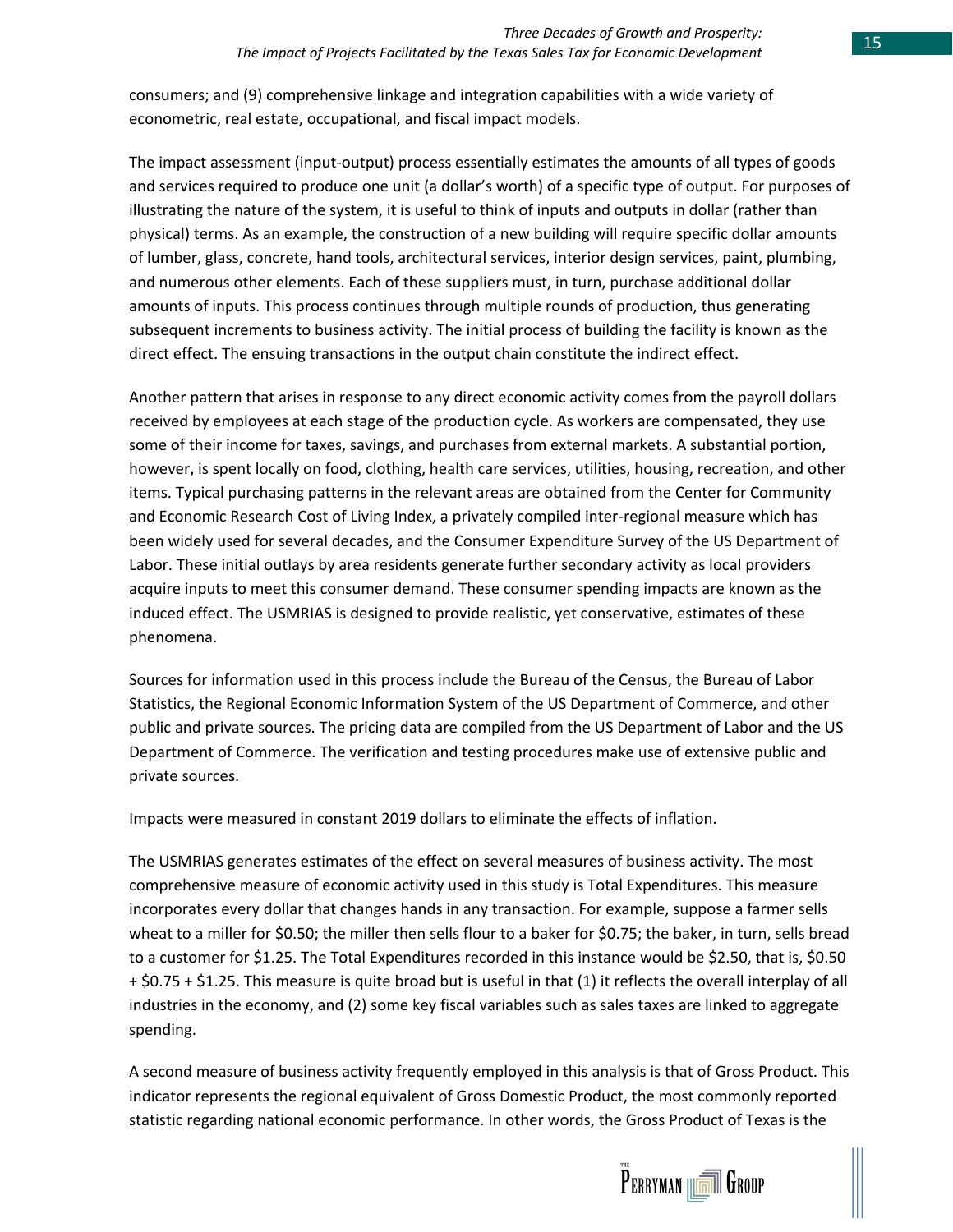consumers; and (9) comprehensive linkage and integration capabilities with a wide variety of econometric, real estate, occupational, and fiscal impact models.

The impact assessment (input-output) process essentially estimates the amounts of all types of goods and services required to produce one unit (a dollar's worth) of a specific type of output. For purposes of illustrating the nature of the system, it is useful to think of inputs and outputs in dollar (rather than physical) terms. As an example, the construction of a new building will require specific dollar amounts of lumber, glass, concrete, hand tools, architectural services, interior design services, paint, plumbing, and numerous other elements. Each of these suppliers must, in turn, purchase additional dollar amounts of inputs. This process continues through multiple rounds of production, thus generating subsequent increments to business activity. The initial process of building the facility is known as the direct effect. The ensuing transactions in the output chain constitute the indirect effect.

Another pattern that arises in response to any direct economic activity comes from the payroll dollars received by employees at each stage of the production cycle. As workers are compensated, they use some of their income for taxes, savings, and purchases from external markets. A substantial portion, however, is spent locally on food, clothing, health care services, utilities, housing, recreation, and other items. Typical purchasing patterns in the relevant areas are obtained from the Center for Community and Economic Research Cost of Living Index, a privately compiled inter-regional measure which has been widely used for several decades, and the Consumer Expenditure Survey of the US Department of Labor. These initial outlays by area residents generate further secondary activity as local providers acquire inputs to meet this consumer demand. These consumer spending impacts are known as the induced effect. The USMRIAS is designed to provide realistic, yet conservative, estimates of these phenomena.

Sources for information used in this process include the Bureau of the Census, the Bureau of Labor Statistics, the Regional Economic Information System of the US Department of Commerce, and other public and private sources. The pricing data are compiled from the US Department of Labor and the US Department of Commerce. The verification and testing procedures make use of extensive public and private sources.

Impacts were measured in constant 2019 dollars to eliminate the effects of inflation.

The USMRIAS generates estimates of the effect on several measures of business activity. The most comprehensive measure of economic activity used in this study is Total Expenditures. This measure incorporates every dollar that changes hands in any transaction. For example, suppose a farmer sells wheat to a miller for $0.50; the miller then sells flour to a baker for $0.75; the baker, in turn, sells bread to a customer for $1.25. The Total Expenditures recorded in this instance would be $2.50, that is, $0.50 + $0.75 + $1.25. This measure is quite broad but is useful in that (1) it reflects the overall interplay of all industries in the economy, and (2) some key fiscal variables such as sales taxes are linked to aggregate spending.

A second measure of business activity frequently employed in this analysis is that of Gross Product. This indicator represents the regional equivalent of Gross Domestic Product, the most commonly reported statistic regarding national economic performance. In other words, the Gross Product of Texas is the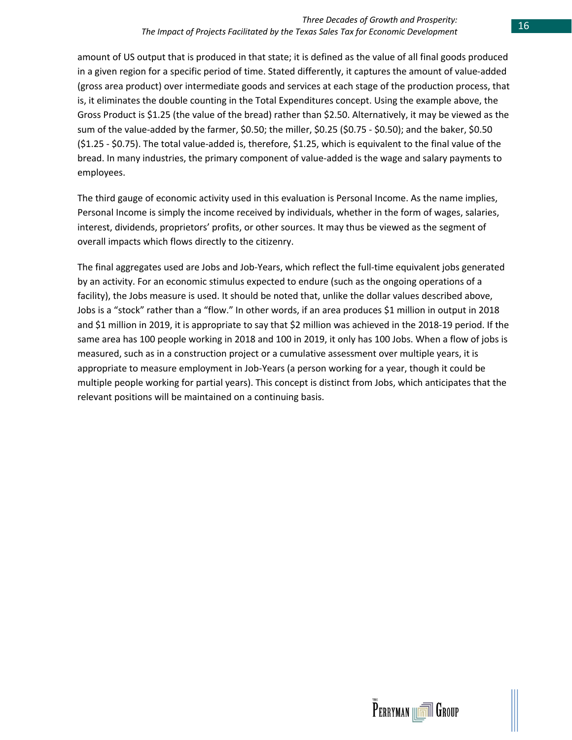amount of US output that is produced in that state; it is defined as the value of all final goods produced in a given region for a specific period of time. Stated differently, it captures the amount of value-added (gross area product) over intermediate goods and services at each stage of the production process, that is, it eliminates the double counting in the Total Expenditures concept. Using the example above, the Gross Product is $1.25 (the value of the bread) rather than $2.50. Alternatively, it may be viewed as the sum of the value-added by the farmer, $0.50; the miller, $0.25 ($0.75 - $0.50); and the baker, $0.50 ($1.25 - $0.75). The total value-added is, therefore, $1.25, which is equivalent to the final value of the bread. In many industries, the primary component of value-added is the wage and salary payments to employees.

The third gauge of economic activity used in this evaluation is Personal Income. As the name implies, Personal Income is simply the income received by individuals, whether in the form of wages, salaries, interest, dividends, proprietors' profits, or other sources. It may thus be viewed as the segment of overall impacts which flows directly to the citizenry.

The final aggregates used are Jobs and Job-Years, which reflect the full-time equivalent jobs generated by an activity. For an economic stimulus expected to endure (such as the ongoing operations of a facility), the Jobs measure is used. It should be noted that, unlike the dollar values described above, Jobs is a "stock" rather than a "flow." In other words, if an area produces $1 million in output in 2018 and $1 million in 2019, it is appropriate to say that $2 million was achieved in the 2018-19 period. If the same area has 100 people working in 2018 and 100 in 2019, it only has 100 Jobs. When a flow of jobs is measured, such as in a construction project or a cumulative assessment over multiple years, it is appropriate to measure employment in Job-Years (a person working for a year, though it could be multiple people working for partial years). This concept is distinct from Jobs, which anticipates that the relevant positions will be maintained on a continuing basis.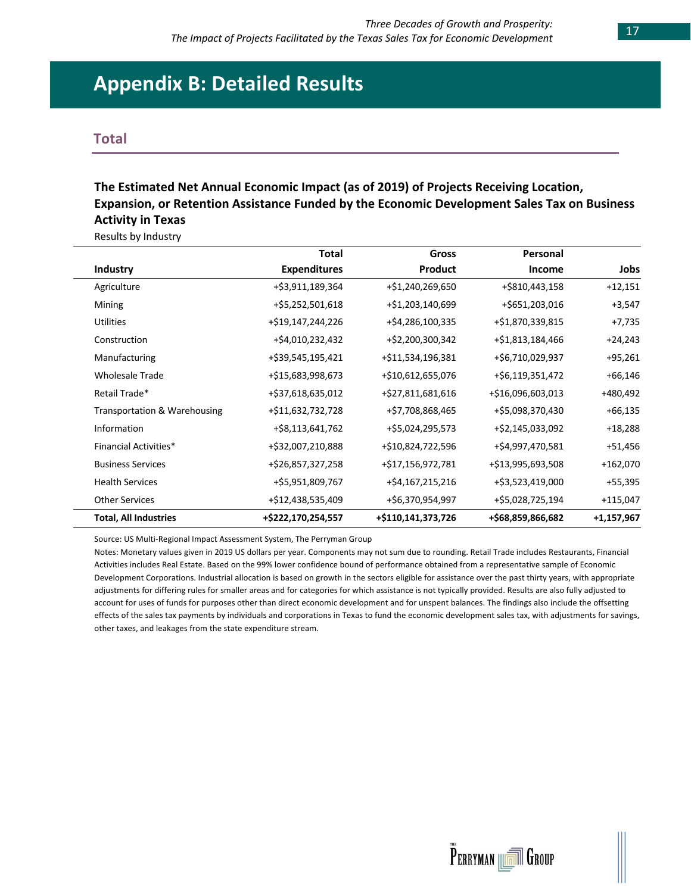# Appendix B: Detailed Results

## Total

### The Estimated Net Annual Economic Impact (as of 2019) of Projects Receiving Location, Expansion, or Retention Assistance Funded by the Economic Development Sales Tax on Business Activity in Texas

Results by Industry

| Industry | Total Expenditures | Gross Product | Personal Income | Jobs |
|---|---|---|---|---|
| Agriculture | +$3,911,189,364 | +$1,240,269,650 | +$810,443,158 | +12,151 |
| Mining | +$5,252,501,618 | +$1,203,140,699 | +$651,203,016 | +3,547 |
| Utilities | +$19,147,244,226 | +$4,286,100,335 | +$1,870,339,815 | +7,735 |
| Construction | +$4,010,232,432 | +$2,200,300,342 | +$1,813,184,466 | +24,243 |
| Manufacturing | +$39,545,195,421 | +$11,534,196,381 | +$6,710,029,937 | +95,261 |
| Wholesale Trade | +$15,683,998,673 | +$10,612,655,076 | +$6,119,351,472 | +66,146 |
| Retail Trade* | +$37,618,635,012 | +$27,811,681,616 | +$16,096,603,013 | +480,492 |
| Transportation & Warehousing | +$11,632,732,728 | +$7,708,868,465 | +$5,098,370,430 | +66,135 |
| Information | +$8,113,641,762 | +$5,024,295,573 | +$2,145,033,092 | +18,288 |
| Financial Activities* | +$32,007,210,888 | +$10,824,722,596 | +$4,997,470,581 | +51,456 |
| Business Services | +$26,857,327,258 | +$17,156,972,781 | +$13,995,693,508 | +162,070 |
| Health Services | +$5,951,809,767 | +$4,167,215,216 | +$3,523,419,000 | +55,395 |
| Other Services | +$12,438,535,409 | +$6,370,954,997 | +$5,028,725,194 | +115,047 |
| **Total, All Industries** | **+$222,170,254,557** | **+$110,141,373,726** | **+$68,859,866,682** | **+1,157,967** |

Source: US Multi-Regional Impact Assessment System, The Perryman Group

Notes: Monetary values given in 2019 US dollars per year. Components may not sum due to rounding. Retail Trade includes Restaurants, Financial Activities includes Real Estate. Based on the 99% lower confidence bound of performance obtained from a representative sample of Economic Development Corporations. Industrial allocation is based on growth in the sectors eligible for assistance over the past thirty years, with appropriate adjustments for differing rules for smaller areas and for categories for which assistance is not typically provided. Results are also fully adjusted to account for uses of funds for purposes other than direct economic development and for unspent balances. The findings also include the offsetting effects of the sales tax payments by individuals and corporations in Texas to fund the economic development sales tax, with adjustments for savings, other taxes, and leakages from the state expenditure stream.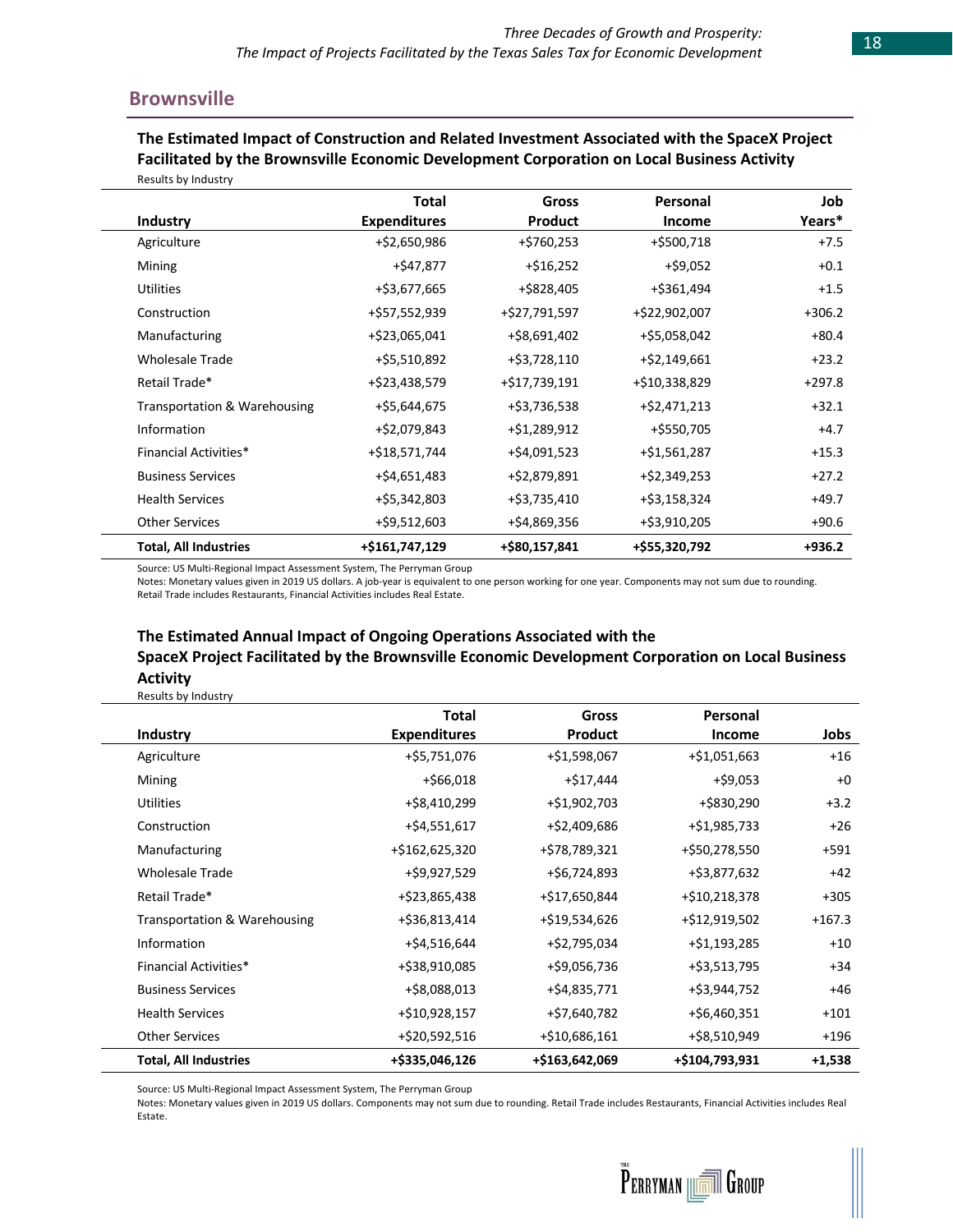## Brownsville

**The Estimated Impact of Construction and Related Investment Associated with the SpaceX Project Facilitated by the Brownsville Economic Development Corporation on Local Business Activity**

Results by Industry

| Industry | Total Expenditures | Gross Product | Personal Income | Job Years* |
|---|---|---|---|---|
| Agriculture | +$2,650,986 | +$760,253 | +$500,718 | +7.5 |
| Mining | +$47,877 | +$16,252 | +$9,052 | +0.1 |
| Utilities | +$3,677,665 | +$828,405 | +$361,494 | +1.5 |
| Construction | +$57,552,939 | +$27,791,597 | +$22,902,007 | +306.2 |
| Manufacturing | +$23,065,041 | +$8,691,402 | +$5,058,042 | +80.4 |
| Wholesale Trade | +$5,510,892 | +$3,728,110 | +$2,149,661 | +23.2 |
| Retail Trade* | +$23,438,579 | +$17,739,191 | +$10,338,829 | +297.8 |
| Transportation & Warehousing | +$5,644,675 | +$3,736,538 | +$2,471,213 | +32.1 |
| Information | +$2,079,843 | +$1,289,912 | +$550,705 | +4.7 |
| Financial Activities* | +$18,571,744 | +$4,091,523 | +$1,561,287 | +15.3 |
| Business Services | +$4,651,483 | +$2,879,891 | +$2,349,253 | +27.2 |
| Health Services | +$5,342,803 | +$3,735,410 | +$3,158,324 | +49.7 |
| Other Services | +$9,512,603 | +$4,869,356 | +$3,910,205 | +90.6 |
| **Total, All Industries** | **+$161,747,129** | **+$80,157,841** | **+$55,320,792** | **+936.2** |

Source: US Multi-Regional Impact Assessment System, The Perryman Group

Notes: Monetary values given in 2019 US dollars. A job-year is equivalent to one person working for one year. Components may not sum due to rounding. Retail Trade includes Restaurants, Financial Activities includes Real Estate.

**The Estimated Annual Impact of Ongoing Operations Associated with the SpaceX Project Facilitated by the Brownsville Economic Development Corporation on Local Business Activity**

Results by Industry

| Industry | Total Expenditures | Gross Product | Personal Income | Jobs |
|---|---|---|---|---|
| Agriculture | +$5,751,076 | +$1,598,067 | +$1,051,663 | +16 |
| Mining | +$66,018 | +$17,444 | +$9,053 | +0 |
| Utilities | +$8,410,299 | +$1,902,703 | +$830,290 | +3.2 |
| Construction | +$4,551,617 | +$2,409,686 | +$1,985,733 | +26 |
| Manufacturing | +$162,625,320 | +$78,789,321 | +$50,278,550 | +591 |
| Wholesale Trade | +$9,927,529 | +$6,724,893 | +$3,877,632 | +42 |
| Retail Trade* | +$23,865,438 | +$17,650,844 | +$10,218,378 | +305 |
| Transportation & Warehousing | +$36,813,414 | +$19,534,626 | +$12,919,502 | +167.3 |
| Information | +$4,516,644 | +$2,795,034 | +$1,193,285 | +10 |
| Financial Activities* | +$38,910,085 | +$9,056,736 | +$3,513,795 | +34 |
| Business Services | +$8,088,013 | +$4,835,771 | +$3,944,752 | +46 |
| Health Services | +$10,928,157 | +$7,640,782 | +$6,460,351 | +101 |
| Other Services | +$20,592,516 | +$10,686,161 | +$8,510,949 | +196 |
| **Total, All Industries** | **+$335,046,126** | **+$163,642,069** | **+$104,793,931** | **+1,538** |

Source: US Multi-Regional Impact Assessment System, The Perryman Group

Notes: Monetary values given in 2019 US dollars. Components may not sum due to rounding. Retail Trade includes Restaurants, Financial Activities includes Real Estate.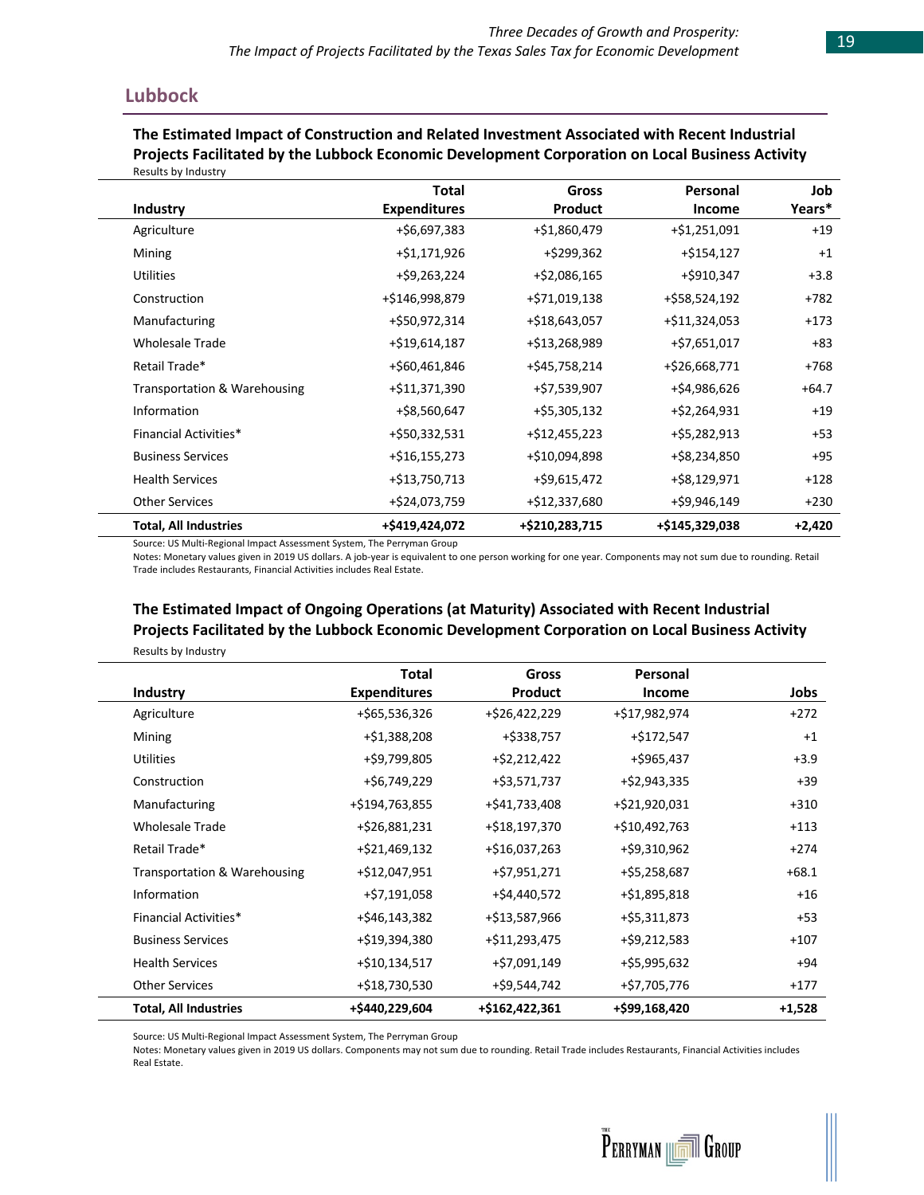## Lubbock

**The Estimated Impact of Construction and Related Investment Associated with Recent Industrial Projects Facilitated by the Lubbock Economic Development Corporation on Local Business Activity**

Results by Industry

| Industry | Total Expenditures | Gross Product | Personal Income | Job Years* |
|---|---|---|---|---|
| Agriculture | +$6,697,383 | +$1,860,479 | +$1,251,091 | +19 |
| Mining | +$1,171,926 | +$299,362 | +$154,127 | +1 |
| Utilities | +$9,263,224 | +$2,086,165 | +$910,347 | +3.8 |
| Construction | +$146,998,879 | +$71,019,138 | +$58,524,192 | +782 |
| Manufacturing | +$50,972,314 | +$18,643,057 | +$11,324,053 | +173 |
| Wholesale Trade | +$19,614,187 | +$13,268,989 | +$7,651,017 | +83 |
| Retail Trade* | +$60,461,846 | +$45,758,214 | +$26,668,771 | +768 |
| Transportation & Warehousing | +$11,371,390 | +$7,539,907 | +$4,986,626 | +64.7 |
| Information | +$8,560,647 | +$5,305,132 | +$2,264,931 | +19 |
| Financial Activities* | +$50,332,531 | +$12,455,223 | +$5,282,913 | +53 |
| Business Services | +$16,155,273 | +$10,094,898 | +$8,234,850 | +95 |
| Health Services | +$13,750,713 | +$9,615,472 | +$8,129,971 | +128 |
| Other Services | +$24,073,759 | +$12,337,680 | +$9,946,149 | +230 |
| **Total, All Industries** | **+$419,424,072** | **+$210,283,715** | **+$145,329,038** | **+2,420** |

Source: US Multi-Regional Impact Assessment System, The Perryman Group

Notes: Monetary values given in 2019 US dollars. A job-year is equivalent to one person working for one year. Components may not sum due to rounding. Retail Trade includes Restaurants, Financial Activities includes Real Estate.

**The Estimated Impact of Ongoing Operations (at Maturity) Associated with Recent Industrial Projects Facilitated by the Lubbock Economic Development Corporation on Local Business Activity**

Results by Industry

| Industry | Total Expenditures | Gross Product | Personal Income | Jobs |
|---|---|---|---|---|
| Agriculture | +$65,536,326 | +$26,422,229 | +$17,982,974 | +272 |
| Mining | +$1,388,208 | +$338,757 | +$172,547 | +1 |
| Utilities | +$9,799,805 | +$2,212,422 | +$965,437 | +3.9 |
| Construction | +$6,749,229 | +$3,571,737 | +$2,943,335 | +39 |
| Manufacturing | +$194,763,855 | +$41,733,408 | +$21,920,031 | +310 |
| Wholesale Trade | +$26,881,231 | +$18,197,370 | +$10,492,763 | +113 |
| Retail Trade* | +$21,469,132 | +$16,037,263 | +$9,310,962 | +274 |
| Transportation & Warehousing | +$12,047,951 | +$7,951,271 | +$5,258,687 | +68.1 |
| Information | +$7,191,058 | +$4,440,572 | +$1,895,818 | +16 |
| Financial Activities* | +$46,143,382 | +$13,587,966 | +$5,311,873 | +53 |
| Business Services | +$19,394,380 | +$11,293,475 | +$9,212,583 | +107 |
| Health Services | +$10,134,517 | +$7,091,149 | +$5,995,632 | +94 |
| Other Services | +$18,730,530 | +$9,544,742 | +$7,705,776 | +177 |
| **Total, All Industries** | **+$440,229,604** | **+$162,422,361** | **+$99,168,420** | **+1,528** |

Source: US Multi-Regional Impact Assessment System, The Perryman Group

Notes: Monetary values given in 2019 US dollars. Components may not sum due to rounding. Retail Trade includes Restaurants, Financial Activities includes Real Estate.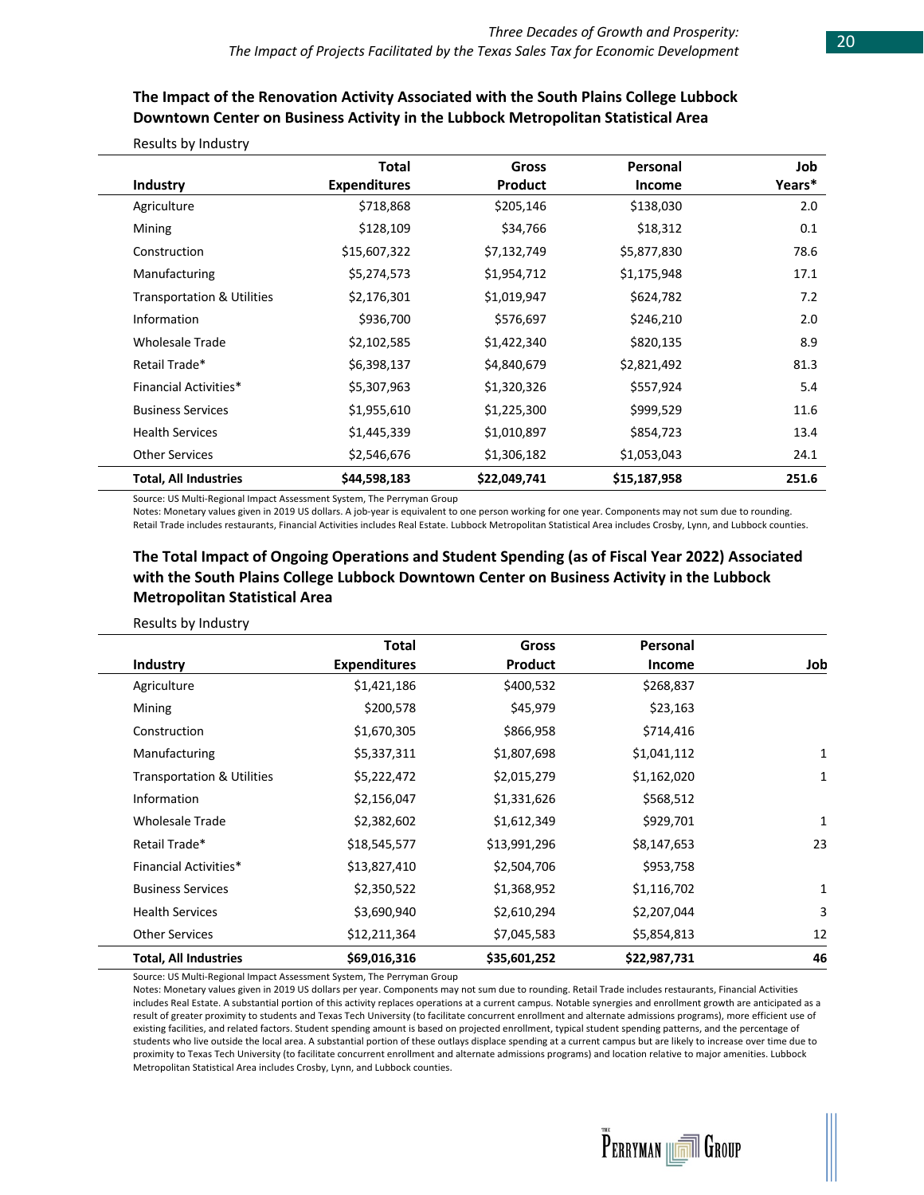### The Impact of the Renovation Activity Associated with the South Plains College Lubbock Downtown Center on Business Activity in the Lubbock Metropolitan Statistical Area

Results by Industry

| Industry | Total Expenditures | Gross Product | Personal Income | Job Years* |
|---|---|---|---|---|
| Agriculture | $718,868 | $205,146 | $138,030 | 2.0 |
| Mining | $128,109 | $34,766 | $18,312 | 0.1 |
| Construction | $15,607,322 | $7,132,749 | $5,877,830 | 78.6 |
| Manufacturing | $5,274,573 | $1,954,712 | $1,175,948 | 17.1 |
| Transportation & Utilities | $2,176,301 | $1,019,947 | $624,782 | 7.2 |
| Information | $936,700 | $576,697 | $246,210 | 2.0 |
| Wholesale Trade | $2,102,585 | $1,422,340 | $820,135 | 8.9 |
| Retail Trade* | $6,398,137 | $4,840,679 | $2,821,492 | 81.3 |
| Financial Activities* | $5,307,963 | $1,320,326 | $557,924 | 5.4 |
| Business Services | $1,955,610 | $1,225,300 | $999,529 | 11.6 |
| Health Services | $1,445,339 | $1,010,897 | $854,723 | 13.4 |
| Other Services | $2,546,676 | $1,306,182 | $1,053,043 | 24.1 |
| **Total, All Industries** | **$44,598,183** | **$22,049,741** | **$15,187,958** | **251.6** |

Source: US Multi-Regional Impact Assessment System, The Perryman Group
Notes: Monetary values given in 2019 US dollars. A job-year is equivalent to one person working for one year. Components may not sum due to rounding. Retail Trade includes restaurants, Financial Activities includes Real Estate. Lubbock Metropolitan Statistical Area includes Crosby, Lynn, and Lubbock counties.

### The Total Impact of Ongoing Operations and Student Spending (as of Fiscal Year 2022) Associated with the South Plains College Lubbock Downtown Center on Business Activity in the Lubbock Metropolitan Statistical Area

Results by Industry

| Industry | Total Expenditures | Gross Product | Personal Income | Job |
|---|---|---|---|---|
| Agriculture | $1,421,186 | $400,532 | $268,837 | |
| Mining | $200,578 | $45,979 | $23,163 | |
| Construction | $1,670,305 | $866,958 | $714,416 | |
| Manufacturing | $5,337,311 | $1,807,698 | $1,041,112 | 1 |
| Transportation & Utilities | $5,222,472 | $2,015,279 | $1,162,020 | 1 |
| Information | $2,156,047 | $1,331,626 | $568,512 | |
| Wholesale Trade | $2,382,602 | $1,612,349 | $929,701 | 1 |
| Retail Trade* | $18,545,577 | $13,991,296 | $8,147,653 | 23 |
| Financial Activities* | $13,827,410 | $2,504,706 | $953,758 | |
| Business Services | $2,350,522 | $1,368,952 | $1,116,702 | 1 |
| Health Services | $3,690,940 | $2,610,294 | $2,207,044 | 3 |
| Other Services | $12,211,364 | $7,045,583 | $5,854,813 | 12 |
| **Total, All Industries** | **$69,016,316** | **$35,601,252** | **$22,987,731** | **46** |

Source: US Multi-Regional Impact Assessment System, The Perryman Group
Notes: Monetary values given in 2019 US dollars per year. Components may not sum due to rounding. Retail Trade includes restaurants, Financial Activities includes Real Estate. A substantial portion of this activity replaces operations at a current campus. Notable synergies and enrollment growth are anticipated as a result of greater proximity to students and Texas Tech University (to facilitate concurrent enrollment and alternate admissions programs), more efficient use of existing facilities, and related factors. Student spending amount is based on projected enrollment, typical student spending patterns, and the percentage of students who live outside the local area. A substantial portion of these outlays displace spending at a current campus but are likely to increase over time due to proximity to Texas Tech University (to facilitate concurrent enrollment and alternate admissions programs) and location relative to major amenities. Lubbock Metropolitan Statistical Area includes Crosby, Lynn, and Lubbock counties.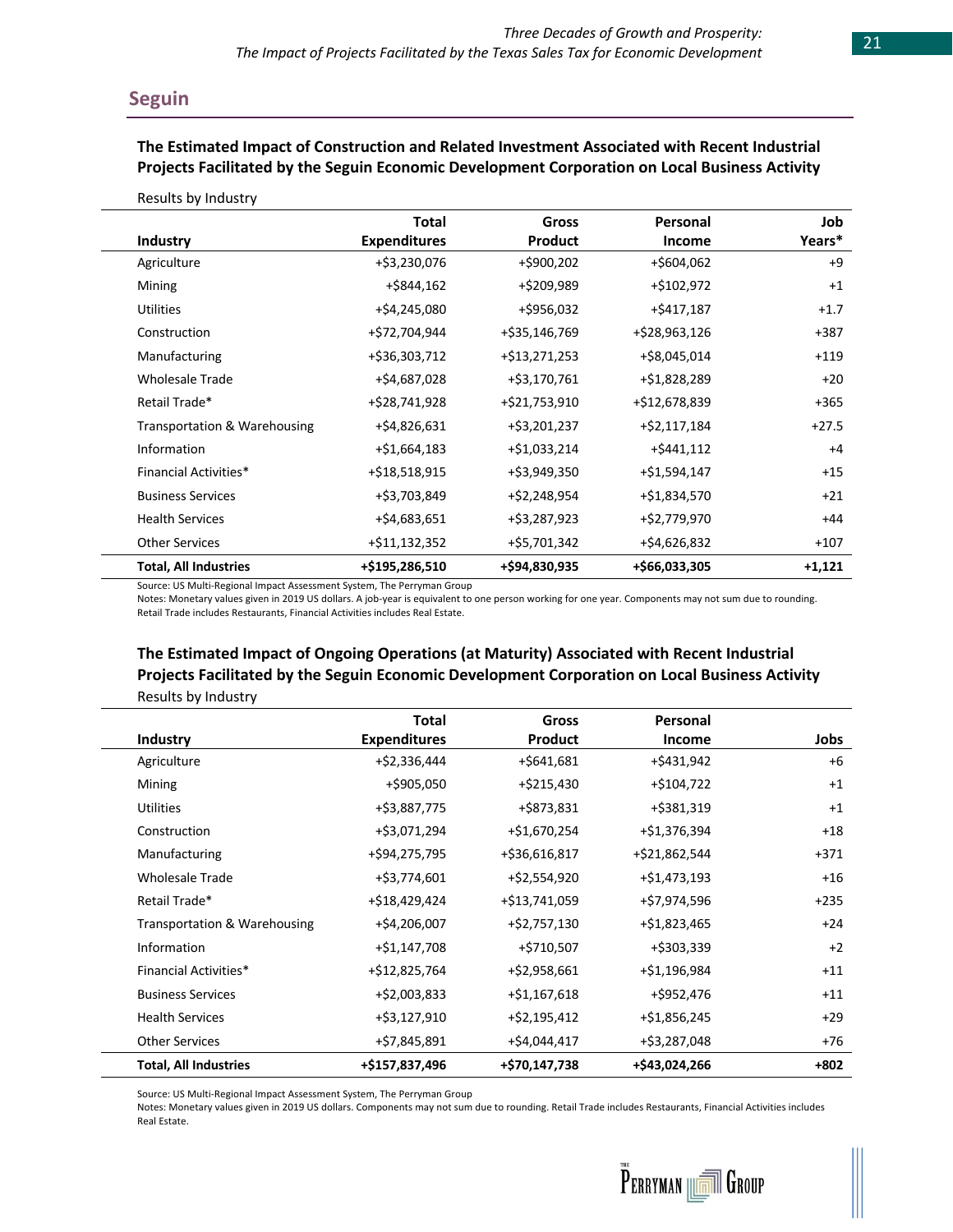## Seguin

### The Estimated Impact of Construction and Related Investment Associated with Recent Industrial Projects Facilitated by the Seguin Economic Development Corporation on Local Business Activity

Results by Industry

| Industry | Total Expenditures | Gross Product | Personal Income | Job Years* |
|---|---|---|---|---|
| Agriculture | +$3,230,076 | +$900,202 | +$604,062 | +9 |
| Mining | +$844,162 | +$209,989 | +$102,972 | +1 |
| Utilities | +$4,245,080 | +$956,032 | +$417,187 | +1.7 |
| Construction | +$72,704,944 | +$35,146,769 | +$28,963,126 | +387 |
| Manufacturing | +$36,303,712 | +$13,271,253 | +$8,045,014 | +119 |
| Wholesale Trade | +$4,687,028 | +$3,170,761 | +$1,828,289 | +20 |
| Retail Trade* | +$28,741,928 | +$21,753,910 | +$12,678,839 | +365 |
| Transportation & Warehousing | +$4,826,631 | +$3,201,237 | +$2,117,184 | +27.5 |
| Information | +$1,664,183 | +$1,033,214 | +$441,112 | +4 |
| Financial Activities* | +$18,518,915 | +$3,949,350 | +$1,594,147 | +15 |
| Business Services | +$3,703,849 | +$2,248,954 | +$1,834,570 | +21 |
| Health Services | +$4,683,651 | +$3,287,923 | +$2,779,970 | +44 |
| Other Services | +$11,132,352 | +$5,701,342 | +$4,626,832 | +107 |
| **Total, All Industries** | **+$195,286,510** | **+$94,830,935** | **+$66,033,305** | **+1,121** |

Source: US Multi-Regional Impact Assessment System, The Perryman Group
Notes: Monetary values given in 2019 US dollars. A job-year is equivalent to one person working for one year. Components may not sum due to rounding. Retail Trade includes Restaurants, Financial Activities includes Real Estate.

### The Estimated Impact of Ongoing Operations (at Maturity) Associated with Recent Industrial Projects Facilitated by the Seguin Economic Development Corporation on Local Business Activity

Results by Industry

| Industry | Total Expenditures | Gross Product | Personal Income | Jobs |
|---|---|---|---|---|
| Agriculture | +$2,336,444 | +$641,681 | +$431,942 | +6 |
| Mining | +$905,050 | +$215,430 | +$104,722 | +1 |
| Utilities | +$3,887,775 | +$873,831 | +$381,319 | +1 |
| Construction | +$3,071,294 | +$1,670,254 | +$1,376,394 | +18 |
| Manufacturing | +$94,275,795 | +$36,616,817 | +$21,862,544 | +371 |
| Wholesale Trade | +$3,774,601 | +$2,554,920 | +$1,473,193 | +16 |
| Retail Trade* | +$18,429,424 | +$13,741,059 | +$7,974,596 | +235 |
| Transportation & Warehousing | +$4,206,007 | +$2,757,130 | +$1,823,465 | +24 |
| Information | +$1,147,708 | +$710,507 | +$303,339 | +2 |
| Financial Activities* | +$12,825,764 | +$2,958,661 | +$1,196,984 | +11 |
| Business Services | +$2,003,833 | +$1,167,618 | +$952,476 | +11 |
| Health Services | +$3,127,910 | +$2,195,412 | +$1,856,245 | +29 |
| Other Services | +$7,845,891 | +$4,044,417 | +$3,287,048 | +76 |
| **Total, All Industries** | **+$157,837,496** | **+$70,147,738** | **+$43,024,266** | **+802** |

Source: US Multi-Regional Impact Assessment System, The Perryman Group
Notes: Monetary values given in 2019 US dollars. Components may not sum due to rounding. Retail Trade includes Restaurants, Financial Activities includes Real Estate.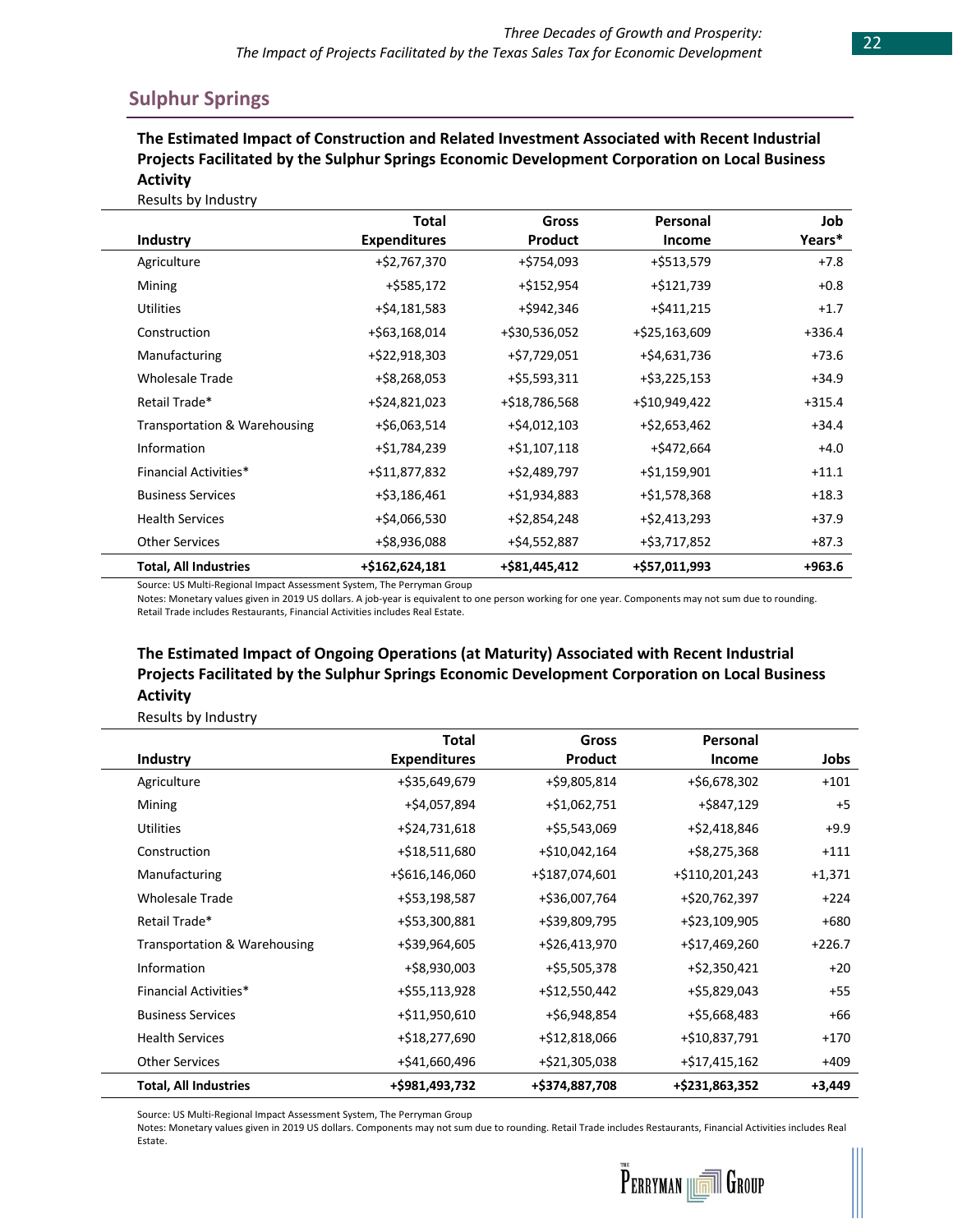## Sulphur Springs

**The Estimated Impact of Construction and Related Investment Associated with Recent Industrial Projects Facilitated by the Sulphur Springs Economic Development Corporation on Local Business Activity**

Results by Industry

| Industry | Total Expenditures | Gross Product | Personal Income | Job Years* |
|---|---|---|---|---|
| Agriculture | +$2,767,370 | +$754,093 | +$513,579 | +7.8 |
| Mining | +$585,172 | +$152,954 | +$121,739 | +0.8 |
| Utilities | +$4,181,583 | +$942,346 | +$411,215 | +1.7 |
| Construction | +$63,168,014 | +$30,536,052 | +$25,163,609 | +336.4 |
| Manufacturing | +$22,918,303 | +$7,729,051 | +$4,631,736 | +73.6 |
| Wholesale Trade | +$8,268,053 | +$5,593,311 | +$3,225,153 | +34.9 |
| Retail Trade* | +$24,821,023 | +$18,786,568 | +$10,949,422 | +315.4 |
| Transportation & Warehousing | +$6,063,514 | +$4,012,103 | +$2,653,462 | +34.4 |
| Information | +$1,784,239 | +$1,107,118 | +$472,664 | +4.0 |
| Financial Activities* | +$11,877,832 | +$2,489,797 | +$1,159,901 | +11.1 |
| Business Services | +$3,186,461 | +$1,934,883 | +$1,578,368 | +18.3 |
| Health Services | +$4,066,530 | +$2,854,248 | +$2,413,293 | +37.9 |
| Other Services | +$8,936,088 | +$4,552,887 | +$3,717,852 | +87.3 |
| **Total, All Industries** | **+$162,624,181** | **+$81,445,412** | **+$57,011,993** | **+963.6** |

Source: US Multi-Regional Impact Assessment System, The Perryman Group
Notes: Monetary values given in 2019 US dollars. A job-year is equivalent to one person working for one year. Components may not sum due to rounding. Retail Trade includes Restaurants, Financial Activities includes Real Estate.

**The Estimated Impact of Ongoing Operations (at Maturity) Associated with Recent Industrial Projects Facilitated by the Sulphur Springs Economic Development Corporation on Local Business Activity**

Results by Industry

| Industry | Total Expenditures | Gross Product | Personal Income | Jobs |
|---|---|---|---|---|
| Agriculture | +$35,649,679 | +$9,805,814 | +$6,678,302 | +101 |
| Mining | +$4,057,894 | +$1,062,751 | +$847,129 | +5 |
| Utilities | +$24,731,618 | +$5,543,069 | +$2,418,846 | +9.9 |
| Construction | +$18,511,680 | +$10,042,164 | +$8,275,368 | +111 |
| Manufacturing | +$616,146,060 | +$187,074,601 | +$110,201,243 | +1,371 |
| Wholesale Trade | +$53,198,587 | +$36,007,764 | +$20,762,397 | +224 |
| Retail Trade* | +$53,300,881 | +$39,809,795 | +$23,109,905 | +680 |
| Transportation & Warehousing | +$39,964,605 | +$26,413,970 | +$17,469,260 | +226.7 |
| Information | +$8,930,003 | +$5,505,378 | +$2,350,421 | +20 |
| Financial Activities* | +$55,113,928 | +$12,550,442 | +$5,829,043 | +55 |
| Business Services | +$11,950,610 | +$6,948,854 | +$5,668,483 | +66 |
| Health Services | +$18,277,690 | +$12,818,066 | +$10,837,791 | +170 |
| Other Services | +$41,660,496 | +$21,305,038 | +$17,415,162 | +409 |
| **Total, All Industries** | **+$981,493,732** | **+$374,887,708** | **+$231,863,352** | **+3,449** |

Source: US Multi-Regional Impact Assessment System, The Perryman Group
Notes: Monetary values given in 2019 US dollars. Components may not sum due to rounding. Retail Trade includes Restaurants, Financial Activities includes Real Estate.